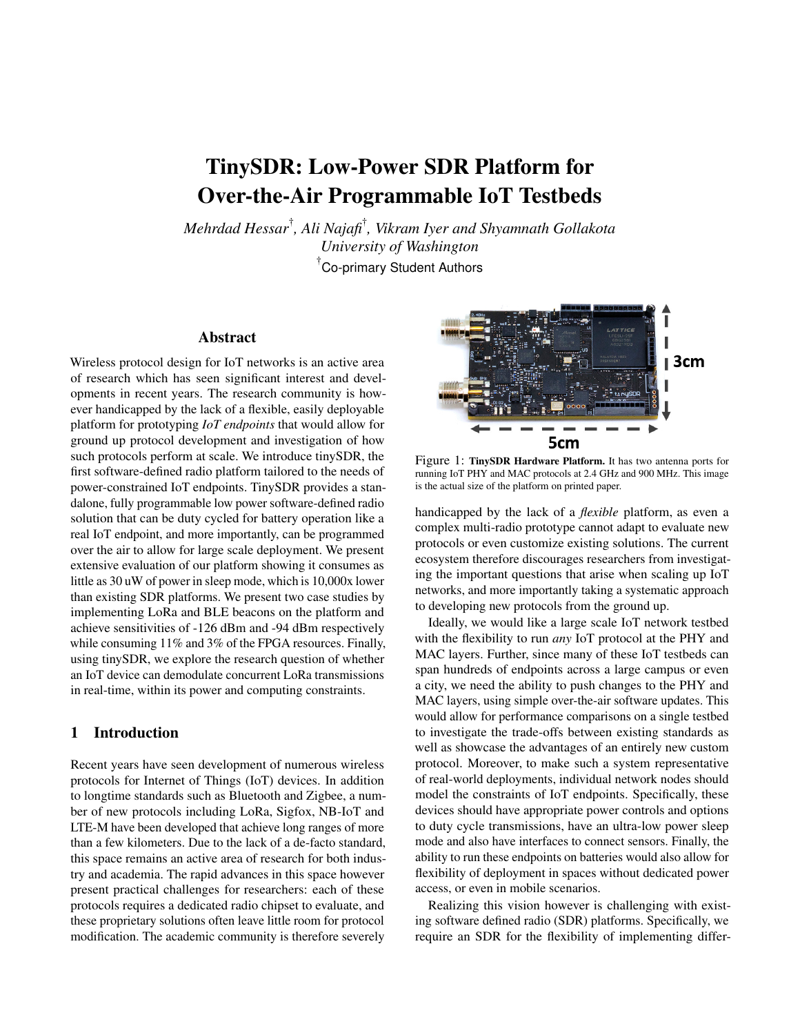# TinySDR: Low-Power SDR Platform for Over-the-Air Programmable IoT Testbeds

*Mehrdad Hessar*[†]*, Ali Najafi*[†]*, Vikram Iyer and Shyamnath Gollakota*
*University of Washington*
[†]Co-primary Student Authors

## Abstract

Wireless protocol design for IoT networks is an active area of research which has seen significant interest and developments in recent years. The research community is however handicapped by the lack of a flexible, easily deployable platform for prototyping *IoT endpoints* that would allow for ground up protocol development and investigation of how such protocols perform at scale. We introduce tinySDR, the first software-defined radio platform tailored to the needs of power-constrained IoT endpoints. TinySDR provides a standalone, fully programmable low power software-defined radio solution that can be duty cycled for battery operation like a real IoT endpoint, and more importantly, can be programmed over the air to allow for large scale deployment. We present extensive evaluation of our platform showing it consumes as little as 30 uW of power in sleep mode, which is 10,000x lower than existing SDR platforms. We present two case studies by implementing LoRa and BLE beacons on the platform and achieve sensitivities of -126 dBm and -94 dBm respectively while consuming 11% and 3% of the FPGA resources. Finally, using tinySDR, we explore the research question of whether an IoT device can demodulate concurrent LoRa transmissions in real-time, within its power and computing constraints.

## 1 Introduction

Recent years have seen development of numerous wireless protocols for Internet of Things (IoT) devices. In addition to longtime standards such as Bluetooth and Zigbee, a number of new protocols including LoRa, Sigfox, NB-IoT and LTE-M have been developed that achieve long ranges of more than a few kilometers. Due to the lack of a de-facto standard, this space remains an active area of research for both industry and academia. The rapid advances in this space however present practical challenges for researchers: each of these protocols requires a dedicated radio chipset to evaluate, and these proprietary solutions often leave little room for protocol modification. The academic community is therefore severely handicapped by the lack of a *flexible* platform, as even a complex multi-radio prototype cannot adapt to evaluate new protocols or even customize existing solutions. The current ecosystem therefore discourages researchers from investigating the important questions that arise when scaling up IoT networks, and more importantly taking a systematic approach to developing new protocols from the ground up.

Figure 1: **TinySDR Hardware Platform.** It has two antenna ports for running IoT PHY and MAC protocols at 2.4 GHz and 900 MHz. This image is the actual size of the platform on printed paper.

Ideally, we would like a large scale IoT network testbed with the flexibility to run *any* IoT protocol at the PHY and MAC layers. Further, since many of these IoT testbeds can span hundreds of endpoints across a large campus or even a city, we need the ability to push changes to the PHY and MAC layers, using simple over-the-air software updates. This would allow for performance comparisons on a single testbed to investigate the trade-offs between existing standards as well as showcase the advantages of an entirely new custom protocol. Moreover, to make such a system representative of real-world deployments, individual network nodes should model the constraints of IoT endpoints. Specifically, these devices should have appropriate power controls and options to duty cycle transmissions, have an ultra-low power sleep mode and also have interfaces to connect sensors. Finally, the ability to run these endpoints on batteries would also allow for flexibility of deployment in spaces without dedicated power access, or even in mobile scenarios.

Realizing this vision however is challenging with existing software defined radio (SDR) platforms. Specifically, we require an SDR for the flexibility of implementing differ-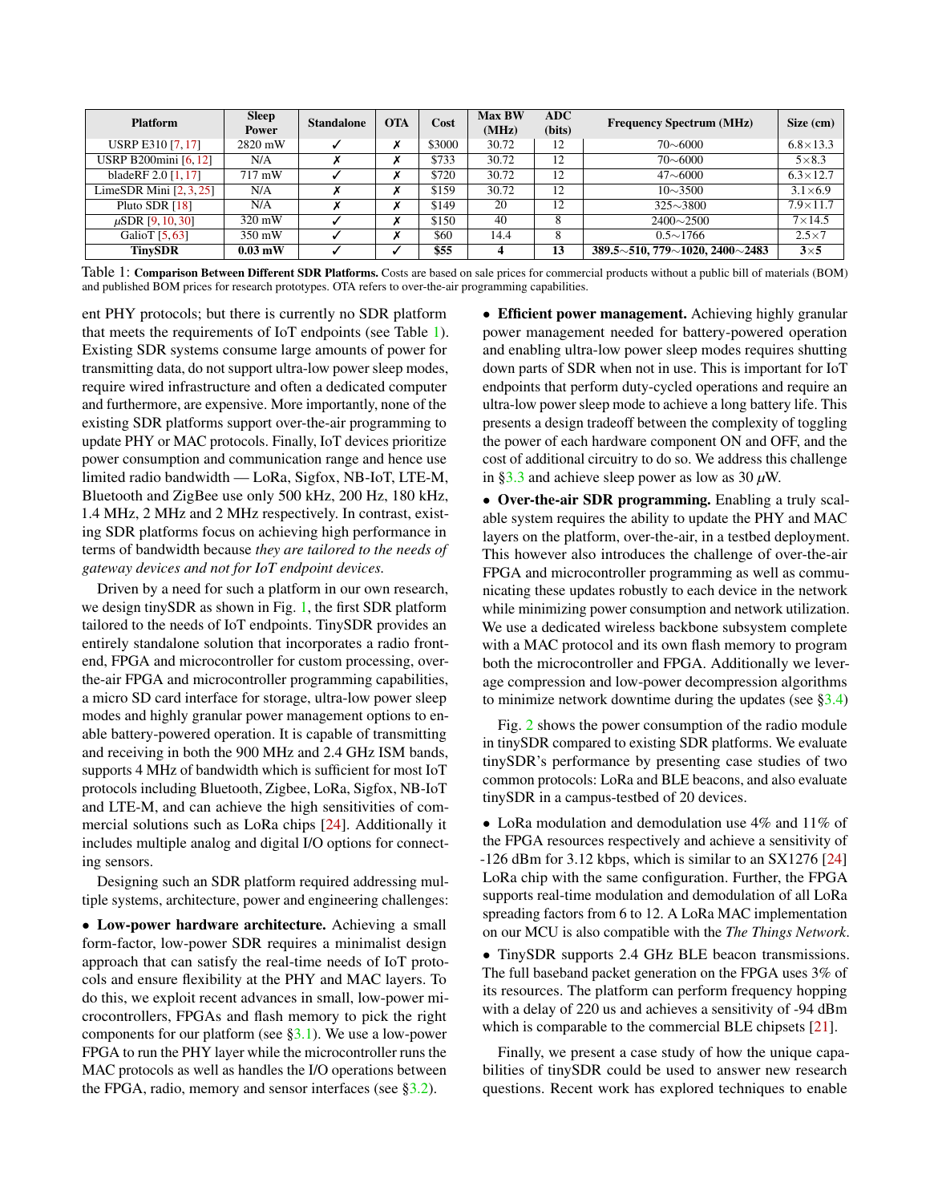| Platform | Sleep Power | Standalone | OTA | Cost | Max BW (MHz) | ADC (bits) | Frequency Spectrum (MHz) | Size (cm) |
|---|---|---|---|---|---|---|---|---|
| USRP E310 [7, 17] | 2820 mW | ✓ | ✗ | $3000 | 30.72 | 12 | 70∼6000 | 6.8×13.3 |
| USRP B200mini [6, 12] | N/A | ✗ | ✗ | $733 | 30.72 | 12 | 70∼6000 | 5×8.3 |
| bladeRF 2.0 [1, 17] | 717 mW | ✓ | ✗ | $720 | 30.72 | 12 | 47∼6000 | 6.3×12.7 |
| LimeSDR Mini [2, 3, 25] | N/A | ✗ | ✗ | $159 | 30.72 | 12 | 10∼3500 | 3.1×6.9 |
| Pluto SDR [18] | N/A | ✗ | ✗ | $149 | 20 | 12 | 325∼3800 | 7.9×11.7 |
| $\mu$SDR [9, 10, 30] | 320 mW | ✓ | ✗ | $150 | 40 | 8 | 2400∼2500 | 7×14.5 |
| GalioT [5, 63] | 350 mW | ✓ | ✗ | $60 | 14.4 | 8 | 0.5∼1766 | 2.5×7 |
| **TinySDR** | **0.03 mW** | ✓ | ✓ | **$55** | **4** | **13** | **389.5∼510, 779∼1020, 2400∼2483** | **3×5** |

Table 1: **Comparison Between Different SDR Platforms.** Costs are based on sale prices for commercial products without a public bill of materials (BOM) and published BOM prices for research prototypes. OTA refers to over-the-air programming capabilities.

ent PHY protocols; but there is currently no SDR platform that meets the requirements of IoT endpoints (see Table 1). Existing SDR systems consume large amounts of power for transmitting data, do not support ultra-low power sleep modes, require wired infrastructure and often a dedicated computer and furthermore, are expensive. More importantly, none of the existing SDR platforms support over-the-air programming to update PHY or MAC protocols. Finally, IoT devices prioritize power consumption and communication range and hence use limited radio bandwidth — LoRa, Sigfox, NB-IoT, LTE-M, Bluetooth and ZigBee use only 500 kHz, 200 Hz, 180 kHz, 1.4 MHz, 2 MHz and 2 MHz respectively. In contrast, existing SDR platforms focus on achieving high performance in terms of bandwidth because *they are tailored to the needs of gateway devices and not for IoT endpoint devices.*

Driven by a need for such a platform in our own research, we design tinySDR as shown in Fig. 1, the first SDR platform tailored to the needs of IoT endpoints. TinySDR provides an entirely standalone solution that incorporates a radio front-end, FPGA and microcontroller for custom processing, over-the-air FPGA and microcontroller programming capabilities, a micro SD card interface for storage, ultra-low power sleep modes and highly granular power management options to enable battery-powered operation. It is capable of transmitting and receiving in both the 900 MHz and 2.4 GHz ISM bands, supports 4 MHz of bandwidth which is sufficient for most IoT protocols including Bluetooth, Zigbee, LoRa, Sigfox, NB-IoT and LTE-M, and can achieve the high sensitivities of commercial solutions such as LoRa chips [24]. Additionally it includes multiple analog and digital I/O options for connecting sensors.

Designing such an SDR platform required addressing multiple systems, architecture, power and engineering challenges:

- **Low-power hardware architecture.** Achieving a small form-factor, low-power SDR requires a minimalist design approach that can satisfy the real-time needs of IoT protocols and ensure flexibility at the PHY and MAC layers. To do this, we exploit recent advances in small, low-power microcontrollers, FPGAs and flash memory to pick the right components for our platform (see §3.1). We use a low-power FPGA to run the PHY layer while the microcontroller runs the MAC protocols as well as handles the I/O operations between the FPGA, radio, memory and sensor interfaces (see §3.2).

- **Efficient power management.** Achieving highly granular power management needed for battery-powered operation and enabling ultra-low power sleep modes requires shutting down parts of SDR when not in use. This is important for IoT endpoints that perform duty-cycled operations and require an ultra-low power sleep mode to achieve a long battery life. This presents a design tradeoff between the complexity of toggling the power of each hardware component ON and OFF, and the cost of additional circuitry to do so. We address this challenge in §3.3 and achieve sleep power as low as 30 $\mu$W.

- **Over-the-air SDR programming.** Enabling a truly scalable system requires the ability to update the PHY and MAC layers on the platform, over-the-air, in a testbed deployment. This however also introduces the challenge of over-the-air FPGA and microcontroller programming as well as communicating these updates robustly to each device in the network while minimizing power consumption and network utilization. We use a dedicated wireless backbone subsystem complete with a MAC protocol and its own flash memory to program both the microcontroller and FPGA. Additionally we leverage compression and low-power decompression algorithms to minimize network downtime during the updates (see §3.4)

Fig. 2 shows the power consumption of the radio module in tinySDR compared to existing SDR platforms. We evaluate tinySDR's performance by presenting case studies of two common protocols: LoRa and BLE beacons, and also evaluate tinySDR in a campus-testbed of 20 devices.

- LoRa modulation and demodulation use 4% and 11% of the FPGA resources respectively and achieve a sensitivity of -126 dBm for 3.12 kbps, which is similar to an SX1276 [24] LoRa chip with the same configuration. Further, the FPGA supports real-time modulation and demodulation of all LoRa spreading factors from 6 to 12. A LoRa MAC implementation on our MCU is also compatible with the *The Things Network*.

- TinySDR supports 2.4 GHz BLE beacon transmissions. The full baseband packet generation on the FPGA uses 3% of its resources. The platform can perform frequency hopping with a delay of 220 us and achieves a sensitivity of -94 dBm which is comparable to the commercial BLE chipsets [21].

Finally, we present a case study of how the unique capabilities of tinySDR could be used to answer new research questions. Recent work has explored techniques to enable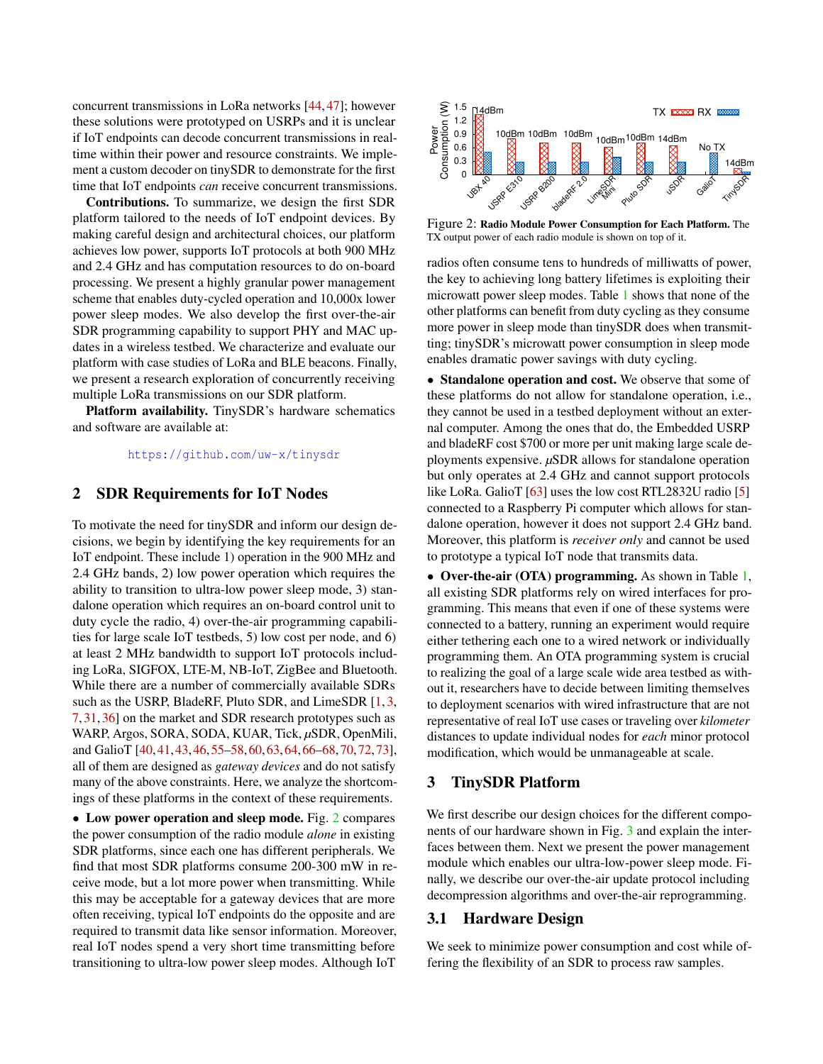concurrent transmissions in LoRa networks [44, 47]; however these solutions were prototyped on USRPs and it is unclear if IoT endpoints can decode concurrent transmissions in real-time within their power and resource constraints. We implement a custom decoder on tinySDR to demonstrate for the first time that IoT endpoints *can* receive concurrent transmissions.

**Contributions.** To summarize, we design the first SDR platform tailored to the needs of IoT endpoint devices. By making careful design and architectural choices, our platform achieves low power, supports IoT protocols at both 900 MHz and 2.4 GHz and has computation resources to do on-board processing. We present a highly granular power management scheme that enables duty-cycled operation and 10,000x lower power sleep modes. We also develop the first over-the-air SDR programming capability to support PHY and MAC updates in a wireless testbed. We characterize and evaluate our platform with case studies of LoRa and BLE beacons. Finally, we present a research exploration of concurrently receiving multiple LoRa transmissions on our SDR platform.

**Platform availability.** TinySDR's hardware schematics and software are available at:

https://github.com/uw-x/tinysdr

## 2 SDR Requirements for IoT Nodes

To motivate the need for tinySDR and inform our design decisions, we begin by identifying the key requirements for an IoT endpoint. These include 1) operation in the 900 MHz and 2.4 GHz bands, 2) low power operation which requires the ability to transition to ultra-low power sleep mode, 3) standalone operation which requires an on-board control unit to duty cycle the radio, 4) over-the-air programming capabilities for large scale IoT testbeds, 5) low cost per node, and 6) at least 2 MHz bandwidth to support IoT protocols including LoRa, SIGFOX, LTE-M, NB-IoT, ZigBee and Bluetooth. While there are a number of commercially available SDRs such as the USRP, BladeRF, Pluto SDR, and LimeSDR [1, 3, 7, 31, 36] on the market and SDR research prototypes such as WARP, Argos, SORA, SODA, KUAR, Tick, μSDR, OpenMili, and GalioT [40, 41, 43, 46, 55–58, 60, 63, 64, 66–68, 70, 72, 73], all of them are designed as *gateway devices* and do not satisfy many of the above constraints. Here, we analyze the shortcomings of these platforms in the context of these requirements.

• **Low power operation and sleep mode.** Fig. 2 compares the power consumption of the radio module *alone* in existing SDR platforms, since each one has different peripherals. We find that most SDR platforms consume 200-300 mW in receive mode, but a lot more power when transmitting. While this may be acceptable for a gateway devices that are more often receiving, typical IoT endpoints do the opposite and are required to transmit data like sensor information. Moreover, real IoT nodes spend a very short time transmitting before transitioning to ultra-low power sleep modes. Although IoT radios often consume tens to hundreds of milliwatts of power, the key to achieving long battery lifetimes is exploiting their microwatt power sleep modes. Table 1 shows that none of the other platforms can benefit from duty cycling as they consume more power in sleep mode than tinySDR does when transmitting; tinySDR's microwatt power consumption in sleep mode enables dramatic power savings with duty cycling.

Figure 2: **Radio Module Power Consumption for Each Platform.** The TX output power of each radio module is shown on top of it.

• **Standalone operation and cost.** We observe that some of these platforms do not allow for standalone operation, i.e., they cannot be used in a testbed deployment without an external computer. Among the ones that do, the Embedded USRP and bladeRF cost $700 or more per unit making large scale deployments expensive. μSDR allows for standalone operation but only operates at 2.4 GHz and cannot support protocols like LoRa. GalioT [63] uses the low cost RTL2832U radio [5] connected to a Raspberry Pi computer which allows for standalone operation, however it does not support 2.4 GHz band. Moreover, this platform is *receiver only* and cannot be used to prototype a typical IoT node that transmits data.

• **Over-the-air (OTA) programming.** As shown in Table 1, all existing SDR platforms rely on wired interfaces for programming. This means that even if one of these systems were connected to a battery, running an experiment would require either tethering each one to a wired network or individually programming them. An OTA programming system is crucial to realizing the goal of a large scale wide area testbed as without it, researchers have to decide between limiting themselves to deployment scenarios with wired infrastructure that are not representative of real IoT use cases or traveling over *kilometer* distances to update individual nodes for *each* minor protocol modification, which would be unmanageable at scale.

## 3 TinySDR Platform

We first describe our design choices for the different components of our hardware shown in Fig. 3 and explain the interfaces between them. Next we present the power management module which enables our ultra-low-power sleep mode. Finally, we describe our over-the-air update protocol including decompression algorithms and over-the-air reprogramming.

### 3.1 Hardware Design

We seek to minimize power consumption and cost while offering the flexibility of an SDR to process raw samples.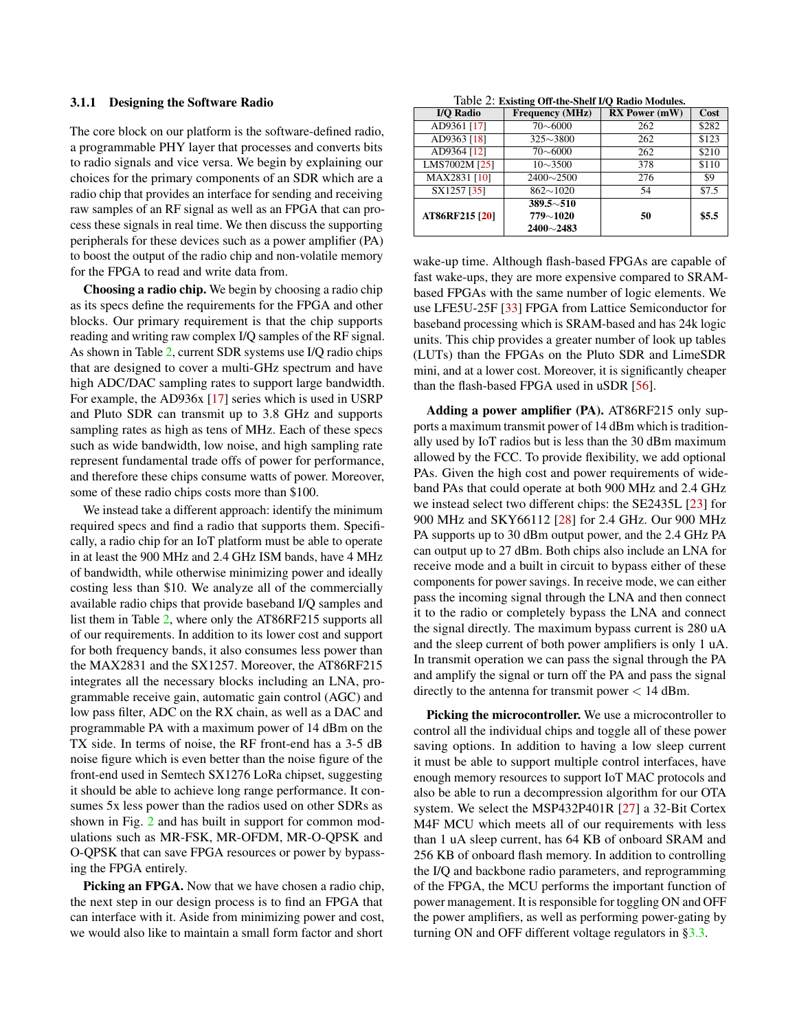### 3.1.1 Designing the Software Radio

The core block on our platform is the software-defined radio, a programmable PHY layer that processes and converts bits to radio signals and vice versa. We begin by explaining our choices for the primary components of an SDR which are a radio chip that provides an interface for sending and receiving raw samples of an RF signal as well as an FPGA that can process these signals in real time. We then discuss the supporting peripherals for these devices such as a power amplifier (PA) to boost the output of the radio chip and non-volatile memory for the FPGA to read and write data from.

**Choosing a radio chip.** We begin by choosing a radio chip as its specs define the requirements for the FPGA and other blocks. Our primary requirement is that the chip supports reading and writing raw complex I/Q samples of the RF signal. As shown in Table 2, current SDR systems use I/Q radio chips that are designed to cover a multi-GHz spectrum and have high ADC/DAC sampling rates to support large bandwidth. For example, the AD936x [17] series which is used in USRP and Pluto SDR can transmit up to 3.8 GHz and supports sampling rates as high as tens of MHz. Each of these specs such as wide bandwidth, low noise, and high sampling rate represent fundamental trade offs of power for performance, and therefore these chips consume watts of power. Moreover, some of these radio chips costs more than $100.

We instead take a different approach: identify the minimum required specs and find a radio that supports them. Specifically, a radio chip for an IoT platform must be able to operate in at least the 900 MHz and 2.4 GHz ISM bands, have 4 MHz of bandwidth, while otherwise minimizing power and ideally costing less than $10. We analyze all of the commercially available radio chips that provide baseband I/Q samples and list them in Table 2, where only the AT86RF215 supports all of our requirements. In addition to its lower cost and support for both frequency bands, it also consumes less power than the MAX2831 and the SX1257. Moreover, the AT86RF215 integrates all the necessary blocks including an LNA, programmable receive gain, automatic gain control (AGC) and low pass filter, ADC on the RX chain, as well as a DAC and programmable PA with a maximum power of 14 dBm on the TX side. In terms of noise, the RF front-end has a 3-5 dB noise figure which is even better than the noise figure of the front-end used in Semtech SX1276 LoRa chipset, suggesting it should be able to achieve long range performance. It consumes 5x less power than the radios used on other SDRs as shown in Fig. 2 and has built in support for common modulations such as MR-FSK, MR-OFDM, MR-O-QPSK and O-QPSK that can save FPGA resources or power by bypassing the FPGA entirely.

**Picking an FPGA.** Now that we have chosen a radio chip, the next step in our design process is to find an FPGA that can interface with it. Aside from minimizing power and cost, we would also like to maintain a small form factor and short wake-up time. Although flash-based FPGAs are capable of fast wake-ups, they are more expensive compared to SRAM-based FPGAs with the same number of logic elements. We use LFE5U-25F [33] FPGA from Lattice Semiconductor for baseband processing which is SRAM-based and has 24k logic units. This chip provides a greater number of look up tables (LUTs) than the FPGAs on the Pluto SDR and LimeSDR mini, and at a lower cost. Moreover, it is significantly cheaper than the flash-based FPGA used in uSDR [56].

Table 2: **Existing Off-the-Shelf I/Q Radio Modules.**

| I/Q Radio | Frequency (MHz) | RX Power (mW) | Cost |
|---|---|---|---|
| AD9361 [17] | 70∼6000 | 262 | $282 |
| AD9363 [18] | 325∼3800 | 262 | $123 |
| AD9364 [12] | 70∼6000 | 262 | $210 |
| LMS7002M [25] | 10∼3500 | 378 | $110 |
| MAX2831 [10] | 2400∼2500 | 276 | $9 |
| SX1257 [35] | 862∼1020 | 54 | $7.5 |
| **AT86RF215 [20]** | **389.5∼510, 779∼1020, 2400∼2483** | **50** | **$5.5** |

**Adding a power amplifier (PA).** AT86RF215 only supports a maximum transmit power of 14 dBm which is traditionally used by IoT radios but is less than the 30 dBm maximum allowed by the FCC. To provide flexibility, we add optional PAs. Given the high cost and power requirements of wideband PAs that could operate at both 900 MHz and 2.4 GHz we instead select two different chips: the SE2435L [23] for 900 MHz and SKY66112 [28] for 2.4 GHz. Our 900 MHz PA supports up to 30 dBm output power, and the 2.4 GHz PA can output up to 27 dBm. Both chips also include an LNA for receive mode and a built in circuit to bypass either of these components for power savings. In receive mode, we can either pass the incoming signal through the LNA and then connect it to the radio or completely bypass the LNA and connect the signal directly. The maximum bypass current is 280 uA and the sleep current of both power amplifiers is only 1 uA. In transmit operation we can pass the signal through the PA and amplify the signal or turn off the PA and pass the signal directly to the antenna for transmit power $<$ 14 dBm.

**Picking the microcontroller.** We use a microcontroller to control all the individual chips and toggle all of these power saving options. In addition to having a low sleep current it must be able to support multiple control interfaces, have enough memory resources to support IoT MAC protocols and also be able to run a decompression algorithm for our OTA system. We select the MSP432P401R [27] a 32-Bit Cortex M4F MCU which meets all of our requirements with less than 1 uA sleep current, has 64 KB of onboard SRAM and 256 KB of onboard flash memory. In addition to controlling the I/Q and backbone radio parameters, and reprogramming of the FPGA, the MCU performs the important function of power management. It is responsible for toggling ON and OFF the power amplifiers, as well as performing power-gating by turning ON and OFF different voltage regulators in §3.3.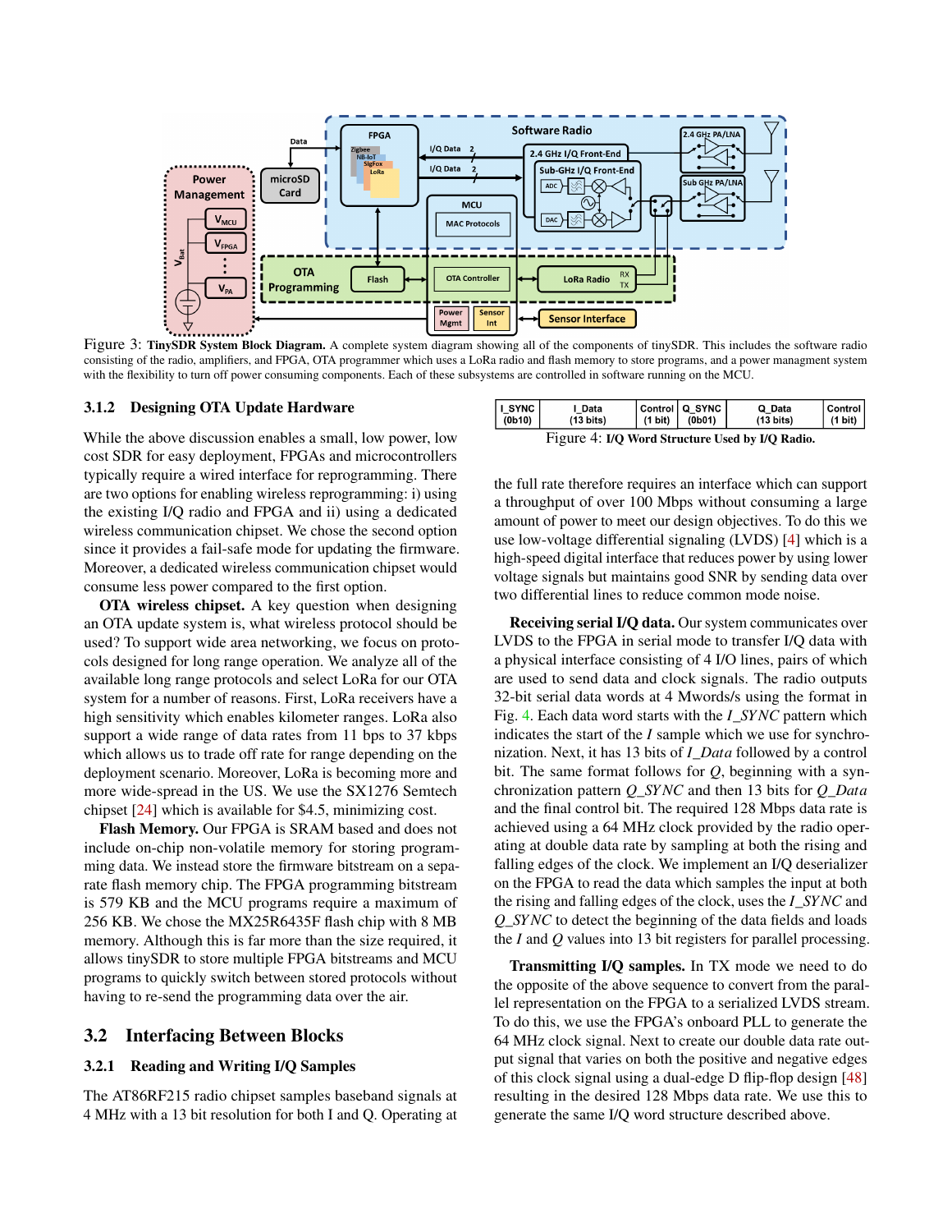Figure 3: **TinySDR System Block Diagram.** A complete system diagram showing all of the components of tinySDR. This includes the software radio consisting of the radio, amplifiers, and FPGA, OTA programmer which uses a LoRa radio and flash memory to store programs, and a power managment system with the flexibility to turn off power consuming components. Each of these subsystems are controlled in software running on the MCU.

### 3.1.2 Designing OTA Update Hardware

While the above discussion enables a small, low power, low cost SDR for easy deployment, FPGAs and microcontrollers typically require a wired interface for reprogramming. There are two options for enabling wireless reprogramming: i) using the existing I/Q radio and FPGA and ii) using a dedicated wireless communication chipset. We chose the second option since it provides a fail-safe mode for updating the firmware. Moreover, a dedicated wireless communication chipset would consume less power compared to the first option.

**OTA wireless chipset.** A key question when designing an OTA update system is, what wireless protocol should be used? To support wide area networking, we focus on protocols designed for long range operation. We analyze all of the available long range protocols and select LoRa for our OTA system for a number of reasons. First, LoRa receivers have a high sensitivity which enables kilometer ranges. LoRa also support a wide range of data rates from 11 bps to 37 kbps which allows us to trade off rate for range depending on the deployment scenario. Moreover, LoRa is becoming more and more wide-spread in the US. We use the SX1276 Semtech chipset [24] which is available for $4.5, minimizing cost.

**Flash Memory.** Our FPGA is SRAM based and does not include on-chip non-volatile memory for storing programming data. We instead store the firmware bitstream on a separate flash memory chip. The FPGA programming bitstream is 579 KB and the MCU programs require a maximum of 256 KB. We chose the MX25R6435F flash chip with 8 MB memory. Although this is far more than the size required, it allows tinySDR to store multiple FPGA bitstreams and MCU programs to quickly switch between stored protocols without having to re-send the programming data over the air.

## 3.2 Interfacing Between Blocks

### 3.2.1 Reading and Writing I/Q Samples

The AT86RF215 radio chipset samples baseband signals at 4 MHz with a 13 bit resolution for both I and Q. Operating at the full rate therefore requires an interface which can support a throughput of over 100 Mbps without consuming a large amount of power to meet our design objectives. To do this we use low-voltage differential signaling (LVDS) [4] which is a high-speed digital interface that reduces power by using lower voltage signals but maintains good SNR by sending data over two differential lines to reduce common mode noise.

| I_SYNC (0b10) | I_Data (13 bits) | Control (1 bit) | Q_SYNC (0b01) | Q_Data (13 bits) | Control (1 bit) |
|---|---|---|---|---|---|

Figure 4: **I/Q Word Structure Used by I/Q Radio.**

**Receiving serial I/Q data.** Our system communicates over LVDS to the FPGA in serial mode to transfer I/Q data with a physical interface consisting of 4 I/O lines, pairs of which are used to send data and clock signals. The radio outputs 32-bit serial data words at 4 Mwords/s using the format in Fig. 4. Each data word starts with the $I\_SYNC$ pattern which indicates the start of the $I$ sample which we use for synchronization. Next, it has 13 bits of $I\_Data$ followed by a control bit. The same format follows for $Q$, beginning with a synchronization pattern $Q\_SYNC$ and then 13 bits for $Q\_Data$ and the final control bit. The required 128 Mbps data rate is achieved using a 64 MHz clock provided by the radio operating at double data rate by sampling at both the rising and falling edges of the clock. We implement an I/Q deserializer on the FPGA to read the data which samples the input at both the rising and falling edges of the clock, uses the $I\_SYNC$ and $Q\_SYNC$ to detect the beginning of the data fields and loads the $I$ and $Q$ values into 13 bit registers for parallel processing.

**Transmitting I/Q samples.** In TX mode we need to do the opposite of the above sequence to convert from the parallel representation on the FPGA to a serialized LVDS stream. To do this, we use the FPGA's onboard PLL to generate the 64 MHz clock signal. Next to create our double data rate output signal that varies on both the positive and negative edges of this clock signal using a dual-edge D flip-flop design [48] resulting in the desired 128 Mbps data rate. We use this to generate the same I/Q word structure described above.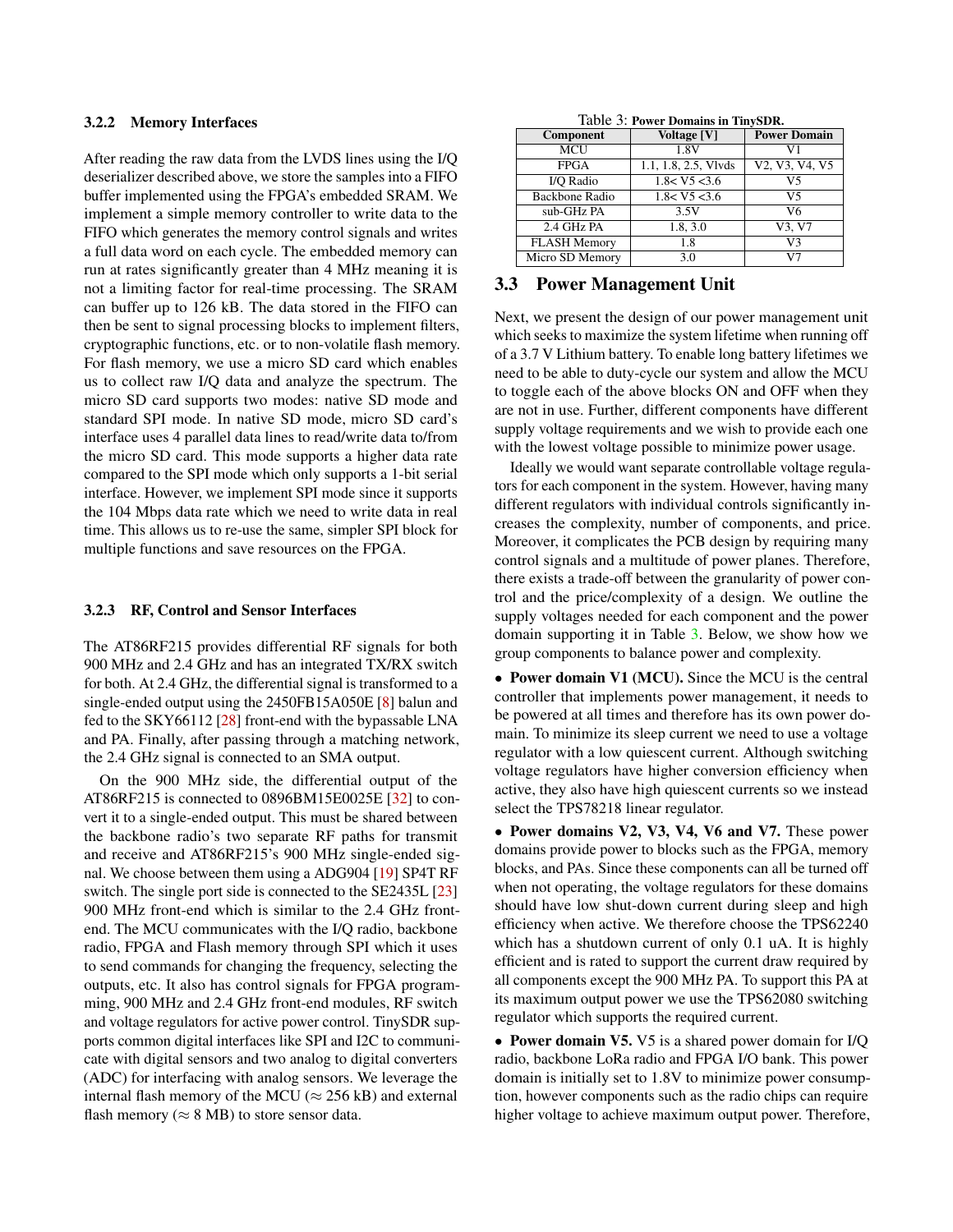### 3.2.2 Memory Interfaces

After reading the raw data from the LVDS lines using the I/Q deserializer described above, we store the samples into a FIFO buffer implemented using the FPGA's embedded SRAM. We implement a simple memory controller to write data to the FIFO which generates the memory control signals and writes a full data word on each cycle. The embedded memory can run at rates significantly greater than 4 MHz meaning it is not a limiting factor for real-time processing. The SRAM can buffer up to 126 kB. The data stored in the FIFO can then be sent to signal processing blocks to implement filters, cryptographic functions, etc. or to non-volatile flash memory. For flash memory, we use a micro SD card which enables us to collect raw I/Q data and analyze the spectrum. The micro SD card supports two modes: native SD mode and standard SPI mode. In native SD mode, micro SD card's interface uses 4 parallel data lines to read/write data to/from the micro SD card. This mode supports a higher data rate compared to the SPI mode which only supports a 1-bit serial interface. However, we implement SPI mode since it supports the 104 Mbps data rate which we need to write data in real time. This allows us to re-use the same, simpler SPI block for multiple functions and save resources on the FPGA.

### 3.2.3 RF, Control and Sensor Interfaces

The AT86RF215 provides differential RF signals for both 900 MHz and 2.4 GHz and has an integrated TX/RX switch for both. At 2.4 GHz, the differential signal is transformed to a single-ended output using the 2450FB15A050E [8] balun and fed to the SKY66112 [28] front-end with the bypassable LNA and PA. Finally, after passing through a matching network, the 2.4 GHz signal is connected to an SMA output.

On the 900 MHz side, the differential output of the AT86RF215 is connected to 0896BM15E0025E [32] to convert it to a single-ended output. This must be shared between the backbone radio's two separate RF paths for transmit and receive and AT86RF215's 900 MHz single-ended signal. We choose between them using a ADG904 [19] SP4T RF switch. The single port side is connected to the SE2435L [23] 900 MHz front-end which is similar to the 2.4 GHz front-end. The MCU communicates with the I/Q radio, backbone radio, FPGA and Flash memory through SPI which it uses to send commands for changing the frequency, selecting the outputs, etc. It also has control signals for FPGA programming, 900 MHz and 2.4 GHz front-end modules, RF switch and voltage regulators for active power control. TinySDR supports common digital interfaces like SPI and I2C to communicate with digital sensors and two analog to digital converters (ADC) for interfacing with analog sensors. We leverage the internal flash memory of the MCU ($\approx$ 256 kB) and external flash memory ($\approx$ 8 MB) to store sensor data.

Table 3: **Power Domains in TinySDR.**

| Component | Voltage [V] | Power Domain |
|---|---|---|
| MCU | 1.8V | V1 |
| FPGA | 1.1, 1.8, 2.5, Vlvds | V2, V3, V4, V5 |
| I/Q Radio | 1.8< V5 <3.6 | V5 |
| Backbone Radio | 1.8< V5 <3.6 | V5 |
| sub-GHz PA | 3.5V | V6 |
| 2.4 GHz PA | 1.8, 3.0 | V3, V7 |
| FLASH Memory | 1.8 | V3 |
| Micro SD Memory | 3.0 | V7 |

## 3.3 Power Management Unit

Next, we present the design of our power management unit which seeks to maximize the system lifetime when running off of a 3.7 V Lithium battery. To enable long battery lifetimes we need to be able to duty-cycle our system and allow the MCU to toggle each of the above blocks ON and OFF when they are not in use. Further, different components have different supply voltage requirements and we wish to provide each one with the lowest voltage possible to minimize power usage.

Ideally we would want separate controllable voltage regulators for each component in the system. However, having many different regulators with individual controls significantly increases the complexity, number of components, and price. Moreover, it complicates the PCB design by requiring many control signals and a multitude of power planes. Therefore, there exists a trade-off between the granularity of power control and the price/complexity of a design. We outline the supply voltages needed for each component and the power domain supporting it in Table 3. Below, we show how we group components to balance power and complexity.

- **Power domain V1 (MCU).** Since the MCU is the central controller that implements power management, it needs to be powered at all times and therefore has its own power domain. To minimize its sleep current we need to use a voltage regulator with a low quiescent current. Although switching voltage regulators have higher conversion efficiency when active, they also have high quiescent currents so we instead select the TPS78218 linear regulator.

- **Power domains V2, V3, V4, V6 and V7.** These power domains provide power to blocks such as the FPGA, memory blocks, and PAs. Since these components can all be turned off when not operating, the voltage regulators for these domains should have low shut-down current during sleep and high efficiency when active. We therefore choose the TPS62240 which has a shutdown current of only 0.1 uA. It is highly efficient and is rated to support the current draw required by all components except the 900 MHz PA. To support this PA at its maximum output power we use the TPS62080 switching regulator which supports the required current.

- **Power domain V5.** V5 is a shared power domain for I/Q radio, backbone LoRa radio and FPGA I/O bank. This power domain is initially set to 1.8V to minimize power consumption, however components such as the radio chips can require higher voltage to achieve maximum output power. Therefore,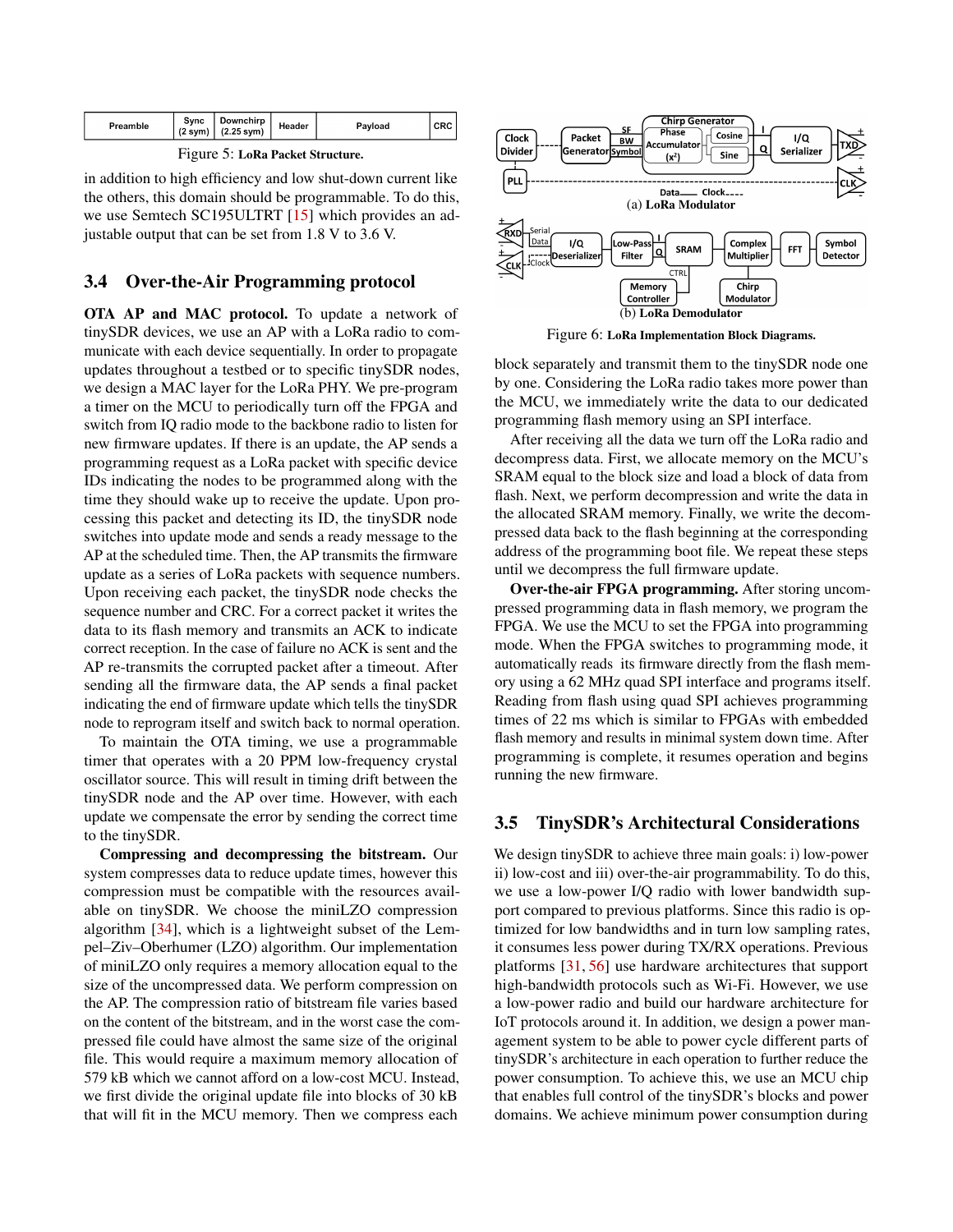| Preamble | Sync (2 sym) | Downchirp (2.25 sym) | Header | Payload | CRC |
|---|---|---|---|---|---|

Figure 5: LoRa Packet Structure.

in addition to high efficiency and low shut-down current like the others, this domain should be programmable. To do this, we use Semtech SC195ULTRT [15] which provides an adjustable output that can be set from 1.8 V to 3.6 V.

## 3.4 Over-the-Air Programming protocol

**OTA AP and MAC protocol.** To update a network of tinySDR devices, we use an AP with a LoRa radio to communicate with each device sequentially. In order to propagate updates throughout a testbed or to specific tinySDR nodes, we design a MAC layer for the LoRa PHY. We pre-program a timer on the MCU to periodically turn off the FPGA and switch from IQ radio mode to the backbone radio to listen for new firmware updates. If there is an update, the AP sends a programming request as a LoRa packet with specific device IDs indicating the nodes to be programmed along with the time they should wake up to receive the update. Upon processing this packet and detecting its ID, the tinySDR node switches into update mode and sends a ready message to the AP at the scheduled time. Then, the AP transmits the firmware update as a series of LoRa packets with sequence numbers. Upon receiving each packet, the tinySDR node checks the sequence number and CRC. For a correct packet it writes the data to its flash memory and transmits an ACK to indicate correct reception. In the case of failure no ACK is sent and the AP re-transmits the corrupted packet after a timeout. After sending all the firmware data, the AP sends a final packet indicating the end of firmware update which tells the tinySDR node to reprogram itself and switch back to normal operation.

To maintain the OTA timing, we use a programmable timer that operates with a 20 PPM low-frequency crystal oscillator source. This will result in timing drift between the tinySDR node and the AP over time. However, with each update we compensate the error by sending the correct time to the tinySDR.

**Compressing and decompressing the bitstream.** Our system compresses data to reduce update times, however this compression must be compatible with the resources available on tinySDR. We choose the miniLZO compression algorithm [34], which is a lightweight subset of the Lempel–Ziv–Oberhumer (LZO) algorithm. Our implementation of miniLZO only requires a memory allocation equal to the size of the uncompressed data. We perform compression on the AP. The compression ratio of bitstream file varies based on the content of the bitstream, and in the worst case the compressed file could have almost the same size of the original file. This would require a maximum memory allocation of 579 kB which we cannot afford on a low-cost MCU. Instead, we first divide the original update file into blocks of 30 kB that will fit in the MCU memory. Then we compress each block separately and transmit them to the tinySDR node one by one. Considering the LoRa radio takes more power than the MCU, we immediately write the data to our dedicated programming flash memory using an SPI interface.

After receiving all the data we turn off the LoRa radio and decompress data. First, we allocate memory on the MCU's SRAM equal to the block size and load a block of data from flash. Next, we perform decompression and write the data in the allocated SRAM memory. Finally, we write the decompressed data back to the flash beginning at the corresponding address of the programming boot file. We repeat these steps until we decompress the full firmware update.

**Over-the-air FPGA programming.** After storing uncompressed programming data in flash memory, we program the FPGA. We use the MCU to set the FPGA into programming mode. When the FPGA switches to programming mode, it automatically reads its firmware directly from the flash memory using a 62 MHz quad SPI interface and programs itself. Reading from flash using quad SPI achieves programming times of 22 ms which is similar to FPGAs with embedded flash memory and results in minimal system down time. After programming is complete, it resumes operation and begins running the new firmware.

(a) LoRa Modulator

(b) LoRa Demodulator

Figure 6: LoRa Implementation Block Diagrams.

## 3.5 TinySDR's Architectural Considerations

We design tinySDR to achieve three main goals: i) low-power ii) low-cost and iii) over-the-air programmability. To do this, we use a low-power I/Q radio with lower bandwidth support compared to previous platforms. Since this radio is optimized for low bandwidths and in turn low sampling rates, it consumes less power during TX/RX operations. Previous platforms [31, 56] use hardware architectures that support high-bandwidth protocols such as Wi-Fi. However, we use a low-power radio and build our hardware architecture for IoT protocols around it. In addition, we design a power management system to be able to power cycle different parts of tinySDR's architecture in each operation to further reduce the power consumption. To achieve this, we use an MCU chip that enables full control of the tinySDR's blocks and power domains. We achieve minimum power consumption during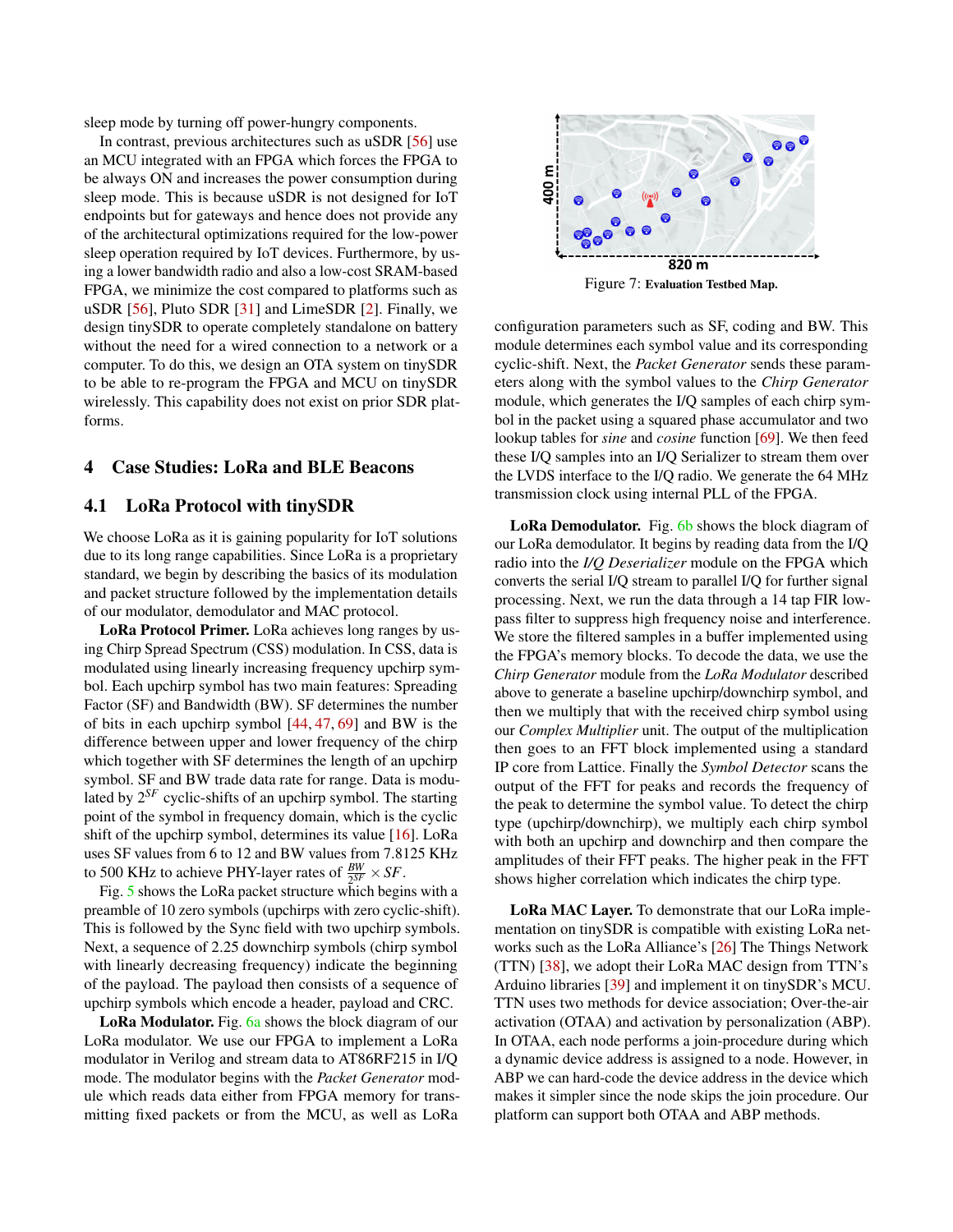sleep mode by turning off power-hungry components.

In contrast, previous architectures such as uSDR [56] use an MCU integrated with an FPGA which forces the FPGA to be always ON and increases the power consumption during sleep mode. This is because uSDR is not designed for IoT endpoints but for gateways and hence does not provide any of the architectural optimizations required for the low-power sleep operation required by IoT devices. Furthermore, by using a lower bandwidth radio and also a low-cost SRAM-based FPGA, we minimize the cost compared to platforms such as uSDR [56], Pluto SDR [31] and LimeSDR [2]. Finally, we design tinySDR to operate completely standalone on battery without the need for a wired connection to a network or a computer. To do this, we design an OTA system on tinySDR to be able to re-program the FPGA and MCU on tinySDR wirelessly. This capability does not exist on prior SDR platforms.

## 4 Case Studies: LoRa and BLE Beacons

### 4.1 LoRa Protocol with tinySDR

We choose LoRa as it is gaining popularity for IoT solutions due to its long range capabilities. Since LoRa is a proprietary standard, we begin by describing the basics of its modulation and packet structure followed by the implementation details of our modulator, demodulator and MAC protocol.

**LoRa Protocol Primer.** LoRa achieves long ranges by using Chirp Spread Spectrum (CSS) modulation. In CSS, data is modulated using linearly increasing frequency upchirp symbol. Each upchirp symbol has two main features: Spreading Factor (SF) and Bandwidth (BW). SF determines the number of bits in each upchirp symbol [44, 47, 69] and BW is the difference between upper and lower frequency of the chirp which together with SF determines the length of an upchirp symbol. SF and BW trade data rate for range. Data is modulated by $2^{SF}$ cyclic-shifts of an upchirp symbol. The starting point of the symbol in frequency domain, which is the cyclic shift of the upchirp symbol, determines its value [16]. LoRa uses SF values from 6 to 12 and BW values from 7.8125 KHz to 500 KHz to achieve PHY-layer rates of $\frac{BW}{2^{SF}} \times SF$.

Fig. 5 shows the LoRa packet structure which begins with a preamble of 10 zero symbols (upchirps with zero cyclic-shift). This is followed by the Sync field with two upchirp symbols. Next, a sequence of 2.25 downchirp symbols (chirp symbol with linearly decreasing frequency) indicate the beginning of the payload. The payload then consists of a sequence of upchirp symbols which encode a header, payload and CRC.

**LoRa Modulator.** Fig. 6a shows the block diagram of our LoRa modulator. We use our FPGA to implement a LoRa modulator in Verilog and stream data to AT86RF215 in I/Q mode. The modulator begins with the *Packet Generator* module which reads data either from FPGA memory for transmitting fixed packets or from the MCU, as well as LoRa configuration parameters such as SF, coding and BW. This module determines each symbol value and its corresponding cyclic-shift. Next, the *Packet Generator* sends these parameters along with the symbol values to the *Chirp Generator* module, which generates the I/Q samples of each chirp symbol in the packet using a squared phase accumulator and two lookup tables for *sine* and *cosine* function [69]. We then feed these I/Q samples into an I/Q Serializer to stream them over the LVDS interface to the I/Q radio. We generate the 64 MHz transmission clock using internal PLL of the FPGA.

Figure 7: **Evaluation Testbed Map.**

**LoRa Demodulator.** Fig. 6b shows the block diagram of our LoRa demodulator. It begins by reading data from the I/Q radio into the ***I/Q Deserializer*** module on the FPGA which converts the serial I/Q stream to parallel I/Q for further signal processing. Next, we run the data through a 14 tap FIR low-pass filter to suppress high frequency noise and interference. We store the filtered samples in a buffer implemented using the FPGA's memory blocks. To decode the data, we use the *Chirp Generator* module from the *LoRa Modulator* described above to generate a baseline upchirp/downchirp symbol, and then we multiply that with the received chirp symbol using our *Complex Multiplier* unit. The output of the multiplication then goes to an FFT block implemented using a standard IP core from Lattice. Finally the *Symbol Detector* scans the output of the FFT for peaks and records the frequency of the peak to determine the symbol value. To detect the chirp type (upchirp/downchirp), we multiply each chirp symbol with both an upchirp and downchirp and then compare the amplitudes of their FFT peaks. The higher peak in the FFT shows higher correlation which indicates the chirp type.

**LoRa MAC Layer.** To demonstrate that our LoRa implementation on tinySDR is compatible with existing LoRa networks such as the LoRa Alliance's [26] The Things Network (TTN) [38], we adopt their LoRa MAC design from TTN's Arduino libraries [39] and implement it on tinySDR's MCU. TTN uses two methods for device association; Over-the-air activation (OTAA) and activation by personalization (ABP). In OTAA, each node performs a join-procedure during which a dynamic device address is assigned to a node. However, in ABP we can hard-code the device address in the device which makes it simpler since the node skips the join procedure. Our platform can support both OTAA and ABP methods.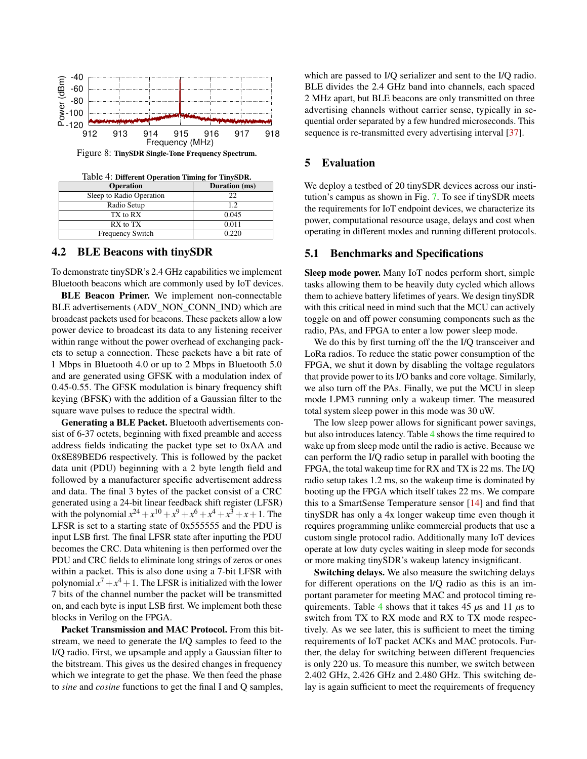Figure 8: **TinySDR Single-Tone Frequency Spectrum.**

Table 4: **Different Operation Timing for TinySDR.**

| Operation | Duration (ms) |
|---|---|
| Sleep to Radio Operation | 22 |
| Radio Setup | 1.2 |
| TX to RX | 0.045 |
| RX to TX | 0.011 |
| Frequency Switch | 0.220 |

## 4.2 BLE Beacons with tinySDR

To demonstrate tinySDR's 2.4 GHz capabilities we implement Bluetooth beacons which are commonly used by IoT devices.

**BLE Beacon Primer.** We implement non-connectable BLE advertisements (ADV_NON_CONN_IND) which are broadcast packets used for beacons. These packets allow a low power device to broadcast its data to any listening receiver within range without the power overhead of exchanging packets to setup a connection. These packets have a bit rate of 1 Mbps in Bluetooth 4.0 or up to 2 Mbps in Bluetooth 5.0 and are generated using GFSK with a modulation index of 0.45-0.55. The GFSK modulation is binary frequency shift keying (BFSK) with the addition of a Gaussian filter to the square wave pulses to reduce the spectral width.

**Generating a BLE Packet.** Bluetooth advertisements consist of 6-37 octets, beginning with fixed preamble and access address fields indicating the packet type set to 0xAA and 0x8E89BED6 respectively. This is followed by the packet data unit (PDU) beginning with a 2 byte length field and followed by a manufacturer specific advertisement address and data. The final 3 bytes of the packet consist of a CRC generated using a 24-bit linear feedback shift register (LFSR) with the polynomial $x^{24}+x^{10}+x^{9}+x^{6}+x^{4}+x^{3}+x+1$. The LFSR is set to a starting state of 0x555555 and the PDU is input LSB first. The final LFSR state after inputting the PDU becomes the CRC. Data whitening is then performed over the PDU and CRC fields to eliminate long strings of zeros or ones within a packet. This is also done using a 7-bit LFSR with polynomial $x^{7}+x^{4}+1$. The LFSR is initialized with the lower 7 bits of the channel number the packet will be transmitted on, and each byte is input LSB first. We implement both these blocks in Verilog on the FPGA.

**Packet Transmission and MAC Protocol.** From this bitstream, we need to generate the I/Q samples to feed to the I/Q radio. First, we upsample and apply a Gaussian filter to the bitstream. This gives us the desired changes in frequency which we integrate to get the phase. We then feed the phase to *sine* and *cosine* functions to get the final I and Q samples, which are passed to I/Q serializer and sent to the I/Q radio. BLE divides the 2.4 GHz band into channels, each spaced 2 MHz apart, but BLE beacons are only transmitted on three advertising channels without carrier sense, typically in sequential order separated by a few hundred microseconds. This sequence is re-transmitted every advertising interval [37].

# 5 Evaluation

We deploy a testbed of 20 tinySDR devices across our institution's campus as shown in Fig. 7. To see if tinySDR meets the requirements for IoT endpoint devices, we characterize its power, computational resource usage, delays and cost when operating in different modes and running different protocols.

## 5.1 Benchmarks and Specifications

**Sleep mode power.** Many IoT nodes perform short, simple tasks allowing them to be heavily duty cycled which allows them to achieve battery lifetimes of years. We design tinySDR with this critical need in mind such that the MCU can actively toggle on and off power consuming components such as the radio, PAs, and FPGA to enter a low power sleep mode.

We do this by first turning off the the I/Q transceiver and LoRa radios. To reduce the static power consumption of the FPGA, we shut it down by disabling the voltage regulators that provide power to its I/O banks and core voltage. Similarly, we also turn off the PAs. Finally, we put the MCU in sleep mode LPM3 running only a wakeup timer. The measured total system sleep power in this mode was 30 uW.

The low sleep power allows for significant power savings, but also introduces latency. Table 4 shows the time required to wake up from sleep mode until the radio is active. Because we can perform the I/Q radio setup in parallel with booting the FPGA, the total wakeup time for RX and TX is 22 ms. The I/Q radio setup takes 1.2 ms, so the wakeup time is dominated by booting up the FPGA which itself takes 22 ms. We compare this to a SmartSense Temperature sensor [14] and find that tinySDR has only a 4x longer wakeup time even though it requires programming unlike commercial products that use a custom single protocol radio. Additionally many IoT devices operate at low duty cycles waiting in sleep mode for seconds or more making tinySDR's wakeup latency insignificant.

**Switching delays.** We also measure the switching delays for different operations on the I/Q radio as this is an important parameter for meeting MAC and protocol requirements. Table 4 shows that it takes 45 $\mu$s and 11 $\mu$s to switch from TX to RX mode and RX to TX mode respectively. As we see later, this is sufficient to meet the timing requirements of IoT packet ACKs and MAC protocols. Further, the delay for switching between different frequencies is only 220 us. To measure this number, we switch between 2.402 GHz, 2.426 GHz and 2.480 GHz. This switching delay is again sufficient to meet the requirements of frequency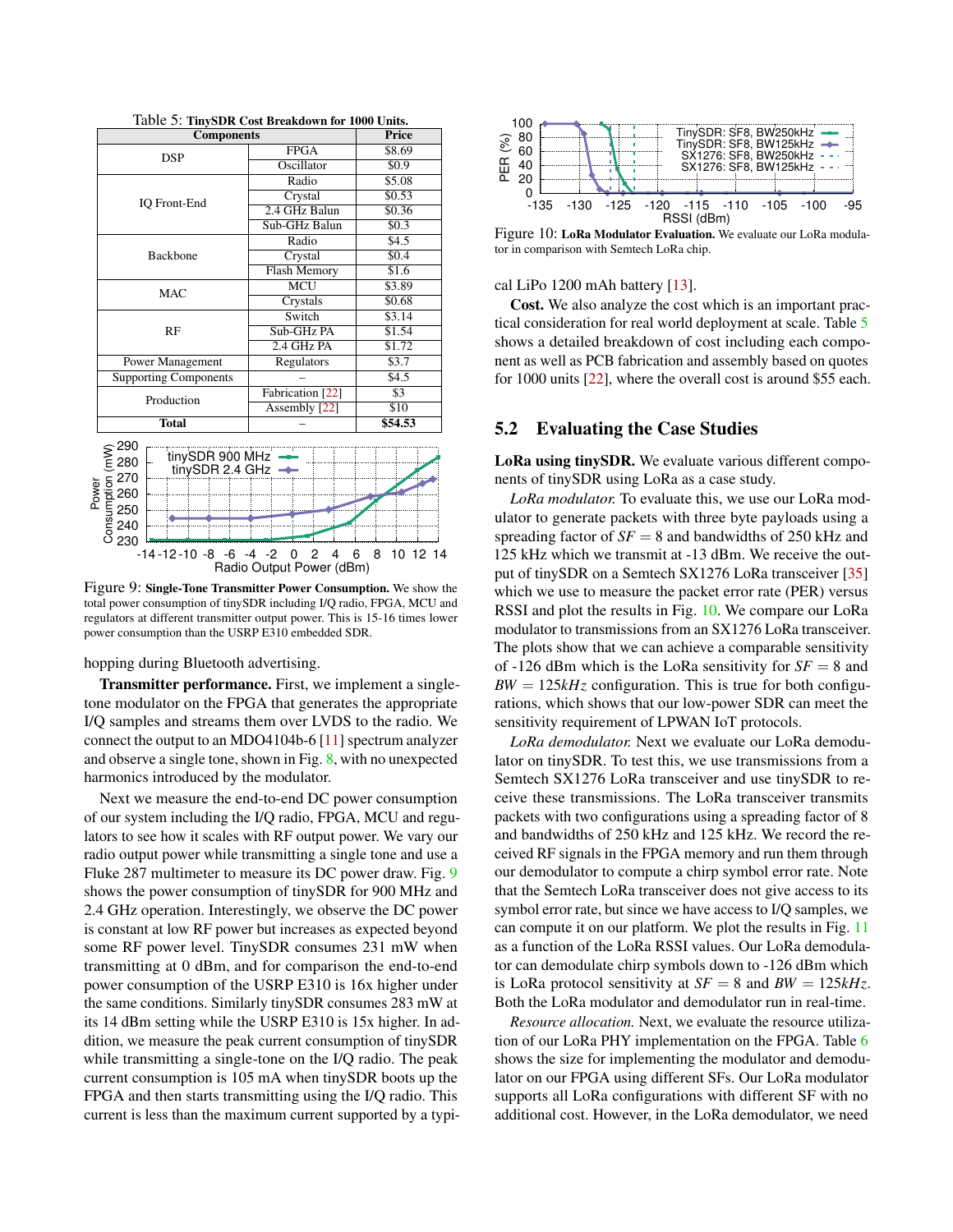Table 5: **TinySDR Cost Breakdown for 1000 Units.**

| Components | | Price |
|---|---|---|
| DSP | FPGA | $8.69 |
| | Oscillator | $0.9 |
| IQ Front-End | Radio | $5.08 |
| | Crystal | $0.53 |
| | 2.4 GHz Balun | $0.36 |
| | Sub-GHz Balun | $0.3 |
| Backbone | Radio | $4.5 |
| | Crystal | $0.4 |
| | Flash Memory | $1.6 |
| MAC | MCU | $3.89 |
| | Crystals | $0.68 |
| RF | Switch | $3.14 |
| | Sub-GHz PA | $1.54 |
| | 2.4 GHz PA | $1.72 |
| Power Management | Regulators | $3.7 |
| Supporting Components | – | $4.5 |
| Production | Fabrication [22] | $3 |
| | Assembly [22] | $10 |
| **Total** | – | **$54.53** |

Figure 9: **Single-Tone Transmitter Power Consumption.** We show the total power consumption of tinySDR including I/Q radio, FPGA, MCU and regulators at different transmitter output power. This is 15-16 times lower power consumption than the USRP E310 embedded SDR.

hopping during Bluetooth advertising.

**Transmitter performance.** First, we implement a single-tone modulator on the FPGA that generates the appropriate I/Q samples and streams them over LVDS to the radio. We connect the output to an MDO4104b-6 [11] spectrum analyzer and observe a single tone, shown in Fig. 8, with no unexpected harmonics introduced by the modulator.

Next we measure the end-to-end DC power consumption of our system including the I/Q radio, FPGA, MCU and regulators to see how it scales with RF output power. We vary our radio output power while transmitting a single tone and use a Fluke 287 multimeter to measure its DC power draw. Fig. 9 shows the power consumption of tinySDR for 900 MHz and 2.4 GHz operation. Interestingly, we observe the DC power is constant at low RF power but increases as expected beyond some RF power level. TinySDR consumes 231 mW when transmitting at 0 dBm, and for comparison the end-to-end power consumption of the USRP E310 is 16x higher under the same conditions. Similarly tinySDR consumes 283 mW at its 14 dBm setting while the USRP E310 is 15x higher. In addition, we measure the peak current consumption of tinySDR while transmitting a single-tone on the I/Q radio. The peak current consumption is 105 mA when tinySDR boots up the FPGA and then starts transmitting using the I/Q radio. This current is less than the maximum current supported by a typical LiPo 1200 mAh battery [13].

Figure 10: **LoRa Modulator Evaluation.** We evaluate our LoRa modulator in comparison with Semtech LoRa chip.

**Cost.** We also analyze the cost which is an important practical consideration for real world deployment at scale. Table 5 shows a detailed breakdown of cost including each component as well as PCB fabrication and assembly based on quotes for 1000 units [22], where the overall cost is around $55 each.

## 5.2 Evaluating the Case Studies

**LoRa using tinySDR.** We evaluate various different components of tinySDR using LoRa as a case study.

*LoRa modulator.* To evaluate this, we use our LoRa modulator to generate packets with three byte payloads using a spreading factor of $SF = 8$ and bandwidths of 250 kHz and 125 kHz which we transmit at -13 dBm. We receive the output of tinySDR on a Semtech SX1276 LoRa transceiver [35] which we use to measure the packet error rate (PER) versus RSSI and plot the results in Fig. 10. We compare our LoRa modulator to transmissions from an SX1276 LoRa transceiver. The plots show that we can achieve a comparable sensitivity of -126 dBm which is the LoRa sensitivity for $SF = 8$ and $BW = 125kHz$ configuration. This is true for both configurations, which shows that our low-power SDR can meet the sensitivity requirement of LPWAN IoT protocols.

*LoRa demodulator.* Next we evaluate our LoRa demodulator on tinySDR. To test this, we use transmissions from a Semtech SX1276 LoRa transceiver and use tinySDR to receive these transmissions. The LoRa transceiver transmits packets with two configurations using a spreading factor of 8 and bandwidths of 250 kHz and 125 kHz. We record the received RF signals in the FPGA memory and run them through our demodulator to compute a chirp symbol error rate. Note that the Semtech LoRa transceiver does not give access to its symbol error rate, but since we have access to I/Q samples, we can compute it on our platform. We plot the results in Fig. 11 as a function of the LoRa RSSI values. Our LoRa demodulator can demodulate chirp symbols down to -126 dBm which is LoRa protocol sensitivity at $SF = 8$ and $BW = 125kHz$. Both the LoRa modulator and demodulator run in real-time.

*Resource allocation.* Next, we evaluate the resource utilization of our LoRa PHY implementation on the FPGA. Table 6 shows the size for implementing the modulator and demodulator on our FPGA using different SFs. Our LoRa modulator supports all LoRa configurations with different SF with no additional cost. However, in the LoRa demodulator, we need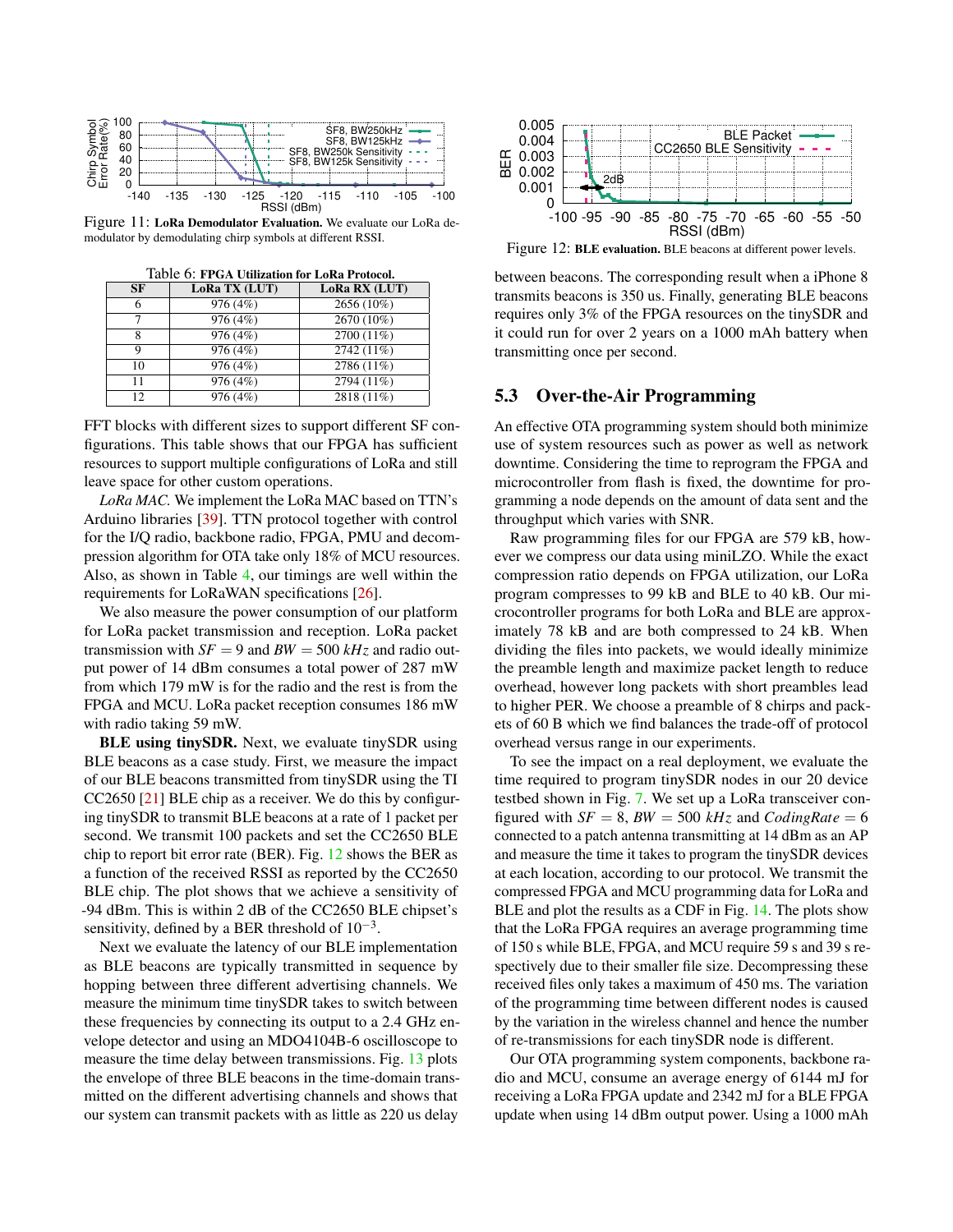Figure 11: **LoRa Demodulator Evaluation.** We evaluate our LoRa demodulator by demodulating chirp symbols at different RSSI.

Table 6: **FPGA Utilization for LoRa Protocol.**

| SF | LoRa TX (LUT) | LoRa RX (LUT) |
|---|---|---|
| 6 | 976 (4%) | 2656 (10%) |
| 7 | 976 (4%) | 2670 (10%) |
| 8 | 976 (4%) | 2700 (11%) |
| 9 | 976 (4%) | 2742 (11%) |
| 10 | 976 (4%) | 2786 (11%) |
| 11 | 976 (4%) | 2794 (11%) |
| 12 | 976 (4%) | 2818 (11%) |

FFT blocks with different sizes to support different SF configurations. This table shows that our FPGA has sufficient resources to support multiple configurations of LoRa and still leave space for other custom operations.

*LoRa MAC.* We implement the LoRa MAC based on TTN's Arduino libraries [39]. TTN protocol together with control for the I/Q radio, backbone radio, FPGA, PMU and decompression algorithm for OTA take only 18% of MCU resources. Also, as shown in Table 4, our timings are well within the requirements for LoRaWAN specifications [26].

We also measure the power consumption of our platform for LoRa packet transmission and reception. LoRa packet transmission with $SF = 9$ and $BW = 500\ kHz$ and radio output power of 14 dBm consumes a total power of 287 mW from which 179 mW is for the radio and the rest is from the FPGA and MCU. LoRa packet reception consumes 186 mW with radio taking 59 mW.

**BLE using tinySDR.** Next, we evaluate tinySDR using BLE beacons as a case study. First, we measure the impact of our BLE beacons transmitted from tinySDR using the TI CC2650 [21] BLE chip as a receiver. We do this by configuring tinySDR to transmit BLE beacons at a rate of 1 packet per second. We transmit 100 packets and set the CC2650 BLE chip to report bit error rate (BER). Fig. 12 shows the BER as a function of the received RSSI as reported by the CC2650 BLE chip. The plot shows that we achieve a sensitivity of -94 dBm. This is within 2 dB of the CC2650 BLE chipset's sensitivity, defined by a BER threshold of $10^{-3}$.

Next we evaluate the latency of our BLE implementation as BLE beacons are typically transmitted in sequence by hopping between three different advertising channels. We measure the minimum time tinySDR takes to switch between these frequencies by connecting its output to a 2.4 GHz envelope detector and using an MDO4104B-6 oscilloscope to measure the time delay between transmissions. Fig. 13 plots the envelope of three BLE beacons in the time-domain transmitted on the different advertising channels and shows that our system can transmit packets with as little as 220 us delay

Figure 12: **BLE evaluation.** BLE beacons at different power levels.

between beacons. The corresponding result when a iPhone 8 transmits beacons is 350 us. Finally, generating BLE beacons requires only 3% of the FPGA resources on the tinySDR and it could run for over 2 years on a 1000 mAh battery when transmitting once per second.

### 5.3 Over-the-Air Programming

An effective OTA programming system should both minimize use of system resources such as power as well as network downtime. Considering the time to reprogram the FPGA and microcontroller from flash is fixed, the downtime for programming a node depends on the amount of data sent and the throughput which varies with SNR.

Raw programming files for our FPGA are 579 kB, however we compress our data using miniLZO. While the exact compression ratio depends on FPGA utilization, our LoRa program compresses to 99 kB and BLE to 40 kB. Our microcontroller programs for both LoRa and BLE are approximately 78 kB and are both compressed to 24 kB. When dividing the files into packets, we would ideally minimize the preamble length and maximize packet length to reduce overhead, however long packets with short preambles lead to higher PER. We choose a preamble of 8 chirps and packets of 60 B which we find balances the trade-off of protocol overhead versus range in our experiments.

To see the impact on a real deployment, we evaluate the time required to program tinySDR nodes in our 20 device testbed shown in Fig. 7. We set up a LoRa transceiver configured with $SF = 8$, $BW = 500\ kHz$ and $CodingRate = 6$ connected to a patch antenna transmitting at 14 dBm as an AP and measure the time it takes to program the tinySDR devices at each location, according to our protocol. We transmit the compressed FPGA and MCU programming data for LoRa and BLE and plot the results as a CDF in Fig. 14. The plots show that the LoRa FPGA requires an average programming time of 150 s while BLE, FPGA, and MCU require 59 s and 39 s respectively due to their smaller file size. Decompressing these received files only takes a maximum of 450 ms. The variation of the programming time between different nodes is caused by the variation in the wireless channel and hence the number of re-transmissions for each tinySDR node is different.

Our OTA programming system components, backbone radio and MCU, consume an average energy of 6144 mJ for receiving a LoRa FPGA update and 2342 mJ for a BLE FPGA update when using 14 dBm output power. Using a 1000 mAh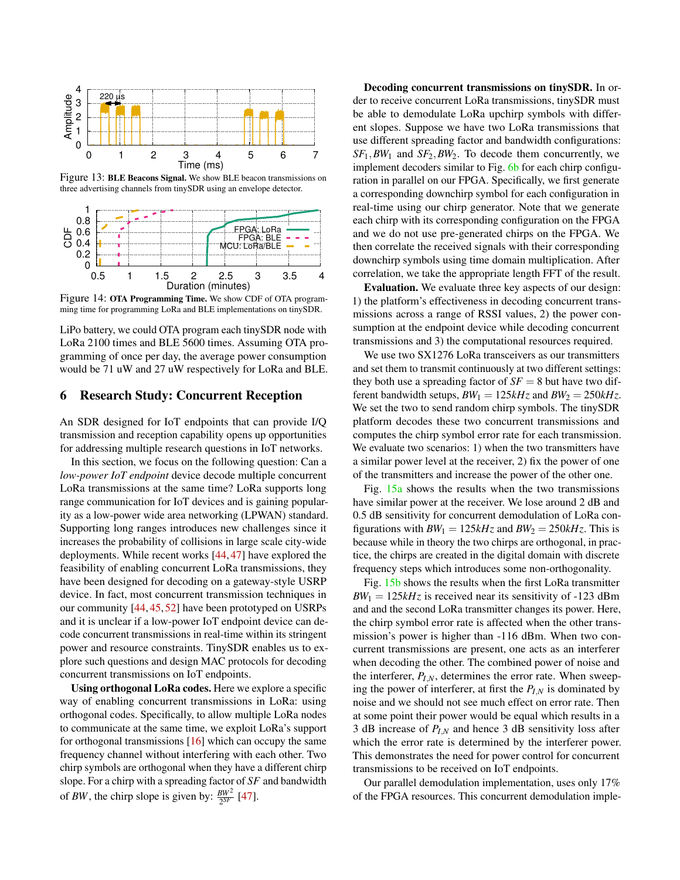Figure 13: **BLE Beacons Signal.** We show BLE beacon transmissions on three advertising channels from tinySDR using an envelope detector.

Figure 14: **OTA Programming Time.** We show CDF of OTA programming time for programming LoRa and BLE implementations on tinySDR.

LiPo battery, we could OTA program each tinySDR node with LoRa 2100 times and BLE 5600 times. Assuming OTA programming of once per day, the average power consumption would be 71 uW and 27 uW respectively for LoRa and BLE.

## 6 Research Study: Concurrent Reception

An SDR designed for IoT endpoints that can provide I/Q transmission and reception capability opens up opportunities for addressing multiple research questions in IoT networks.

In this section, we focus on the following question: Can a *low-power IoT endpoint* device decode multiple concurrent LoRa transmissions at the same time? LoRa supports long range communication for IoT devices and is gaining popularity as a low-power wide area networking (LPWAN) standard. Supporting long ranges introduces new challenges since it increases the probability of collisions in large scale city-wide deployments. While recent works [44, 47] have explored the feasibility of enabling concurrent LoRa transmissions, they have been designed for decoding on a gateway-style USRP device. In fact, most concurrent transmission techniques in our community [44, 45, 52] have been prototyped on USRPs and it is unclear if a low-power IoT endpoint device can decode concurrent transmissions in real-time within its stringent power and resource constraints. TinySDR enables us to explore such questions and design MAC protocols for decoding concurrent transmissions on IoT endpoints.

**Using orthogonal LoRa codes.** Here we explore a specific way of enabling concurrent transmissions in LoRa: using orthogonal codes. Specifically, to allow multiple LoRa nodes to communicate at the same time, we exploit LoRa's support for orthogonal transmissions [16] which can occupy the same frequency channel without interfering with each other. Two chirp symbols are orthogonal when they have a different chirp slope. For a chirp with a spreading factor of $SF$ and bandwidth of $BW$, the chirp slope is given by: $\frac{BW^2}{2^{SF}}$ [47].

**Decoding concurrent transmissions on tinySDR.** In order to receive concurrent LoRa transmissions, tinySDR must be able to demodulate LoRa upchirp symbols with different slopes. Suppose we have two LoRa transmissions that use different spreading factor and bandwidth configurations: $SF_1, BW_1$ and $SF_2, BW_2$. To decode them concurrently, we implement decoders similar to Fig. 6b for each chirp configuration in parallel on our FPGA. Specifically, we first generate a corresponding downchirp symbol for each configuration in real-time using our chirp generator. Note that we generate each chirp with its corresponding configuration on the FPGA and we do not use pre-generated chirps on the FPGA. We then correlate the received signals with their corresponding downchirp symbols using time domain multiplication. After correlation, we take the appropriate length FFT of the result.

**Evaluation.** We evaluate three key aspects of our design: 1) the platform's effectiveness in decoding concurrent transmissions across a range of RSSI values, 2) the power consumption at the endpoint device while decoding concurrent transmissions and 3) the computational resources required.

We use two SX1276 LoRa transceivers as our transmitters and set them to transmit continuously at two different settings: they both use a spreading factor of $SF = 8$ but have two different bandwidth setups, $BW_1 = 125kHz$ and $BW_2 = 250kHz$. We set the two to send random chirp symbols. The tinySDR platform decodes these two concurrent transmissions and computes the chirp symbol error rate for each transmission. We evaluate two scenarios: 1) when the two transmitters have a similar power level at the receiver, 2) fix the power of one of the transmitters and increase the power of the other one.

Fig. 15a shows the results when the two transmissions have similar power at the receiver. We lose around 2 dB and 0.5 dB sensitivity for concurrent demodulation of LoRa configurations with $BW_1 = 125kHz$ and $BW_2 = 250kHz$. This is because while in theory the two chirps are orthogonal, in practice, the chirps are created in the digital domain with discrete frequency steps which introduces some non-orthogonality.

Fig. 15b shows the results when the first LoRa transmitter $BW_1 = 125kHz$ is received near its sensitivity of -123 dBm and and the second LoRa transmitter changes its power. Here, the chirp symbol error rate is affected when the other transmission's power is higher than -116 dBm. When two concurrent transmissions are present, one acts as an interferer when decoding the other. The combined power of noise and the interferer, $P_{I,N}$, determines the error rate. When sweeping the power of interferer, at first the $P_{I,N}$ is dominated by noise and we should not see much effect on error rate. Then at some point their power would be equal which results in a 3 dB increase of $P_{I,N}$ and hence 3 dB sensitivity loss after which the error rate is determined by the interferer power. This demonstrates the need for power control for concurrent transmissions to be received on IoT endpoints.

Our parallel demodulation implementation, uses only 17% of the FPGA resources. This concurrent demodulation imple-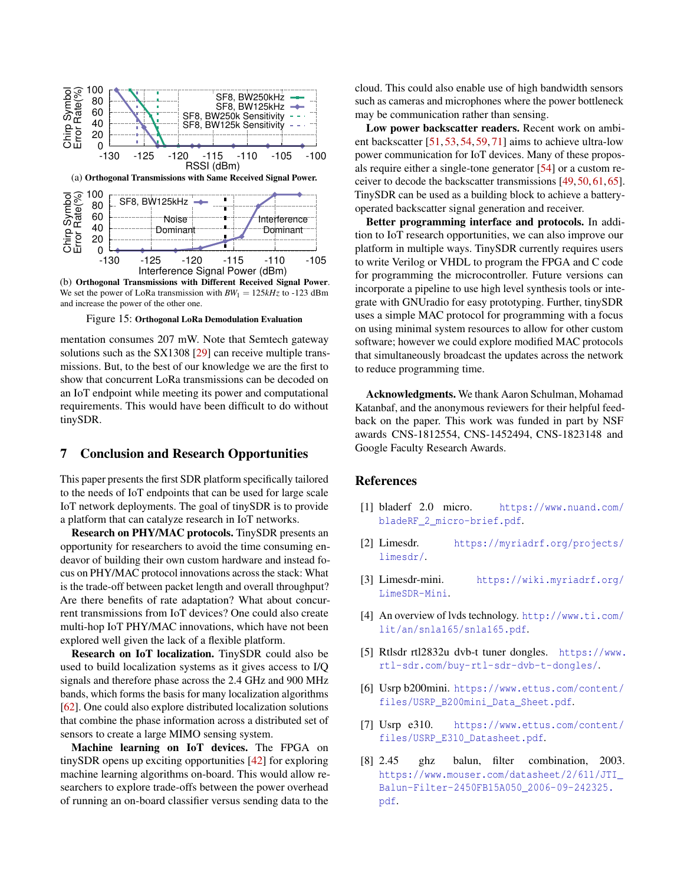(a) **Orthogonal Transmissions with Same Received Signal Power.**

(b) **Orthogonal Transmissions with Different Received Signal Power**. We set the power of LoRa transmission with $BW_1 = 125kHz$ to -123 dBm and increase the power of the other one.

Figure 15: **Orthogonal LoRa Demodulation Evaluation**

mentation consumes 207 mW. Note that Semtech gateway solutions such as the SX1308 [29] can receive multiple transmissions. But, to the best of our knowledge we are the first to show that concurrent LoRa transmissions can be decoded on an IoT endpoint while meeting its power and computational requirements. This would have been difficult to do without tinySDR.

## 7 Conclusion and Research Opportunities

This paper presents the first SDR platform specifically tailored to the needs of IoT endpoints that can be used for large scale IoT network deployments. The goal of tinySDR is to provide a platform that can catalyze research in IoT networks.

**Research on PHY/MAC protocols.** TinySDR presents an opportunity for researchers to avoid the time consuming endeavor of building their own custom hardware and instead focus on PHY/MAC protocol innovations across the stack: What is the trade-off between packet length and overall throughput? Are there benefits of rate adaptation? What about concurrent transmissions from IoT devices? One could also create multi-hop IoT PHY/MAC innovations, which have not been explored well given the lack of a flexible platform.

**Research on IoT localization.** TinySDR could also be used to build localization systems as it gives access to I/Q signals and therefore phase across the 2.4 GHz and 900 MHz bands, which forms the basis for many localization algorithms [62]. One could also explore distributed localization solutions that combine the phase information across a distributed set of sensors to create a large MIMO sensing system.

**Machine learning on IoT devices.** The FPGA on tinySDR opens up exciting opportunities [42] for exploring machine learning algorithms on-board. This would allow researchers to explore trade-offs between the power overhead of running an on-board classifier versus sending data to the cloud. This could also enable use of high bandwidth sensors such as cameras and microphones where the power bottleneck may be communication rather than sensing.

**Low power backscatter readers.** Recent work on ambient backscatter [51, 53, 54, 59, 71] aims to achieve ultra-low power communication for IoT devices. Many of these proposals require either a single-tone generator [54] or a custom receiver to decode the backscatter transmissions [49, 50, 61, 65]. TinySDR can be used as a building block to achieve a battery-operated backscatter signal generation and receiver.

**Better programming interface and protocols.** In addition to IoT research opportunities, we can also improve our platform in multiple ways. TinySDR currently requires users to write Verilog or VHDL to program the FPGA and C code for programming the microcontroller. Future versions can incorporate a pipeline to use high level synthesis tools or integrate with GNUradio for easy prototyping. Further, tinySDR uses a simple MAC protocol for programming with a focus on using minimal system resources to allow for other custom software; however we could explore modified MAC protocols that simultaneously broadcast the updates across the network to reduce programming time.

**Acknowledgments.** We thank Aaron Schulman, Mohamad Katanbaf, and the anonymous reviewers for their helpful feedback on the paper. This work was funded in part by NSF awards CNS-1812554, CNS-1452494, CNS-1823148 and Google Faculty Research Awards.

## References

[1] bladerf 2.0 micro. https://www.nuand.com/bladeRF_2_micro-brief.pdf.

[2] Limesdr. https://myriadrf.org/projects/limesdr/.

[3] Limesdr-mini. https://wiki.myriadrf.org/LimeSDR-Mini.

[4] An overview of lvds technology. http://www.ti.com/lit/an/snla165/snla165.pdf.

[5] Rtlsdr rtl2832u dvb-t tuner dongles. https://www.rtl-sdr.com/buy-rtl-sdr-dvb-t-dongles/.

[6] Usrp b200mini. https://www.ettus.com/content/files/USRP_B200mini_Data_Sheet.pdf.

[7] Usrp e310. https://www.ettus.com/content/files/USRP_E310_Datasheet.pdf.

[8] 2.45 ghz balun, filter combination, 2003. https://www.mouser.com/datasheet/2/611/JTI_Balun-Filter-2450FB15A050_2006-09-242325.pdf.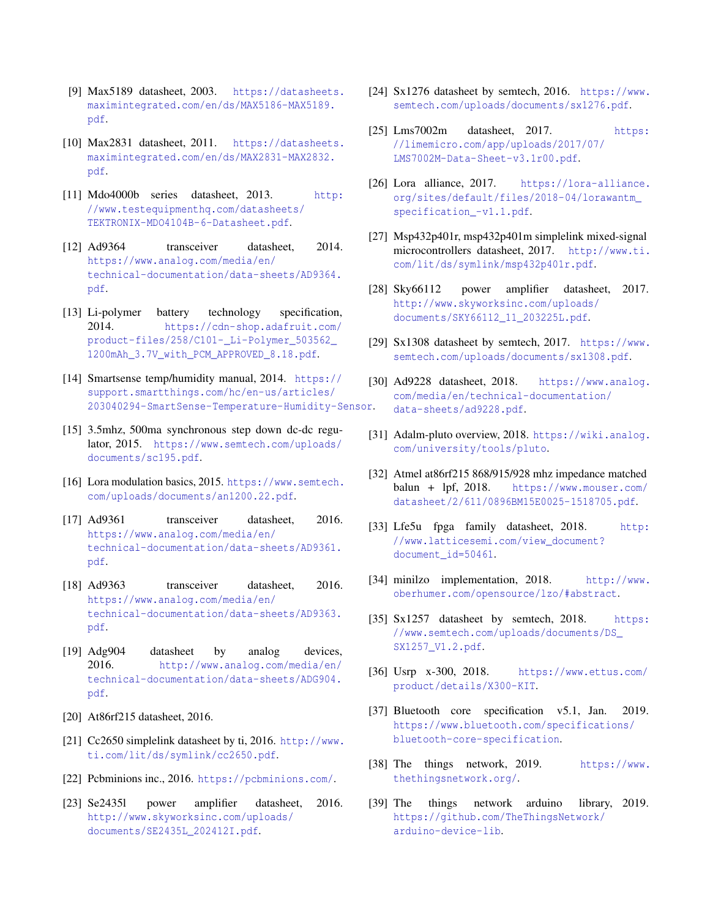[9] Max5189 datasheet, 2003. https://datasheets.maximintegrated.com/en/ds/MAX5186-MAX5189.pdf.

[10] Max2831 datasheet, 2011. https://datasheets.maximintegrated.com/en/ds/MAX2831-MAX2832.pdf.

[11] Mdo4000b series datasheet, 2013. http://www.testequipmenthq.com/datasheets/TEKTRONIX-MDO4104B-6-Datasheet.pdf.

[12] Ad9364 transceiver datasheet, 2014. https://www.analog.com/media/en/technical-documentation/data-sheets/AD9364.pdf.

[13] Li-polymer battery technology specification, 2014. https://cdn-shop.adafruit.com/product-files/258/C101-_Li-Polymer_503562_1200mAh_3.7V_with_PCM_APPROVED_8.18.pdf.

[14] Smartsense temp/humidity manual, 2014. https://support.smartthings.com/hc/en-us/articles/203040294-SmartSense-Temperature-Humidity-Sensor.

[15] 3.5mhz, 500ma synchronous step down dc-dc regulator, 2015. https://www.semtech.com/uploads/documents/sc195.pdf.

[16] Lora modulation basics, 2015. https://www.semtech.com/uploads/documents/an1200.22.pdf.

[17] Ad9361 transceiver datasheet, 2016. https://www.analog.com/media/en/technical-documentation/data-sheets/AD9361.pdf.

[18] Ad9363 transceiver datasheet, 2016. https://www.analog.com/media/en/technical-documentation/data-sheets/AD9363.pdf.

[19] Adg904 datasheet by analog devices, 2016. http://www.analog.com/media/en/technical-documentation/data-sheets/ADG904.pdf.

[20] At86rf215 datasheet, 2016.

[21] Cc2650 simplelink datasheet by ti, 2016. http://www.ti.com/lit/ds/symlink/cc2650.pdf.

[22] Pcbminions inc., 2016. https://pcbminions.com/.

[23] Se2435l power amplifier datasheet, 2016. http://www.skyworksinc.com/uploads/documents/SE2435L_202412I.pdf.

[24] Sx1276 datasheet by semtech, 2016. https://www.semtech.com/uploads/documents/sx1276.pdf.

[25] Lms7002m datasheet, 2017. https://limemicro.com/app/uploads/2017/07/LMS7002M-Data-Sheet-v3.1r00.pdf.

[26] Lora alliance, 2017. https://lora-alliance.org/sites/default/files/2018-04/lorawantm_specification_-v1.1.pdf.

[27] Msp432p401r, msp432p401m simplelink mixed-signal microcontrollers datasheet, 2017. http://www.ti.com/lit/ds/symlink/msp432p401r.pdf.

[28] Sky66112 power amplifier datasheet, 2017. http://www.skyworksinc.com/uploads/documents/SKY66112_11_203225L.pdf.

[29] Sx1308 datasheet by semtech, 2017. https://www.semtech.com/uploads/documents/sx1308.pdf.

[30] Ad9228 datasheet, 2018. https://www.analog.com/media/en/technical-documentation/data-sheets/ad9228.pdf.

[31] Adalm-pluto overview, 2018. https://wiki.analog.com/university/tools/pluto.

[32] Atmel at86rf215 868/915/928 mhz impedance matched balun + lpf, 2018. https://www.mouser.com/datasheet/2/611/0896BM15E0025-1518705.pdf.

[33] Lfe5u fpga family datasheet, 2018. http://www.latticesemi.com/view_document?document_id=50461.

[34] minilzo implementation, 2018. http://www.oberhumer.com/opensource/lzo/#abstract.

[35] Sx1257 datasheet by semtech, 2018. https://www.semtech.com/uploads/documents/DS_SX1257_V1.2.pdf.

[36] Usrp x-300, 2018. https://www.ettus.com/product/details/X300-KIT.

[37] Bluetooth core specification v5.1, Jan. 2019. https://www.bluetooth.com/specifications/bluetooth-core-specification.

[38] The things network, 2019. https://www.thethingsnetwork.org/.

[39] The things network arduino library, 2019. https://github.com/TheThingsNetwork/arduino-device-lib.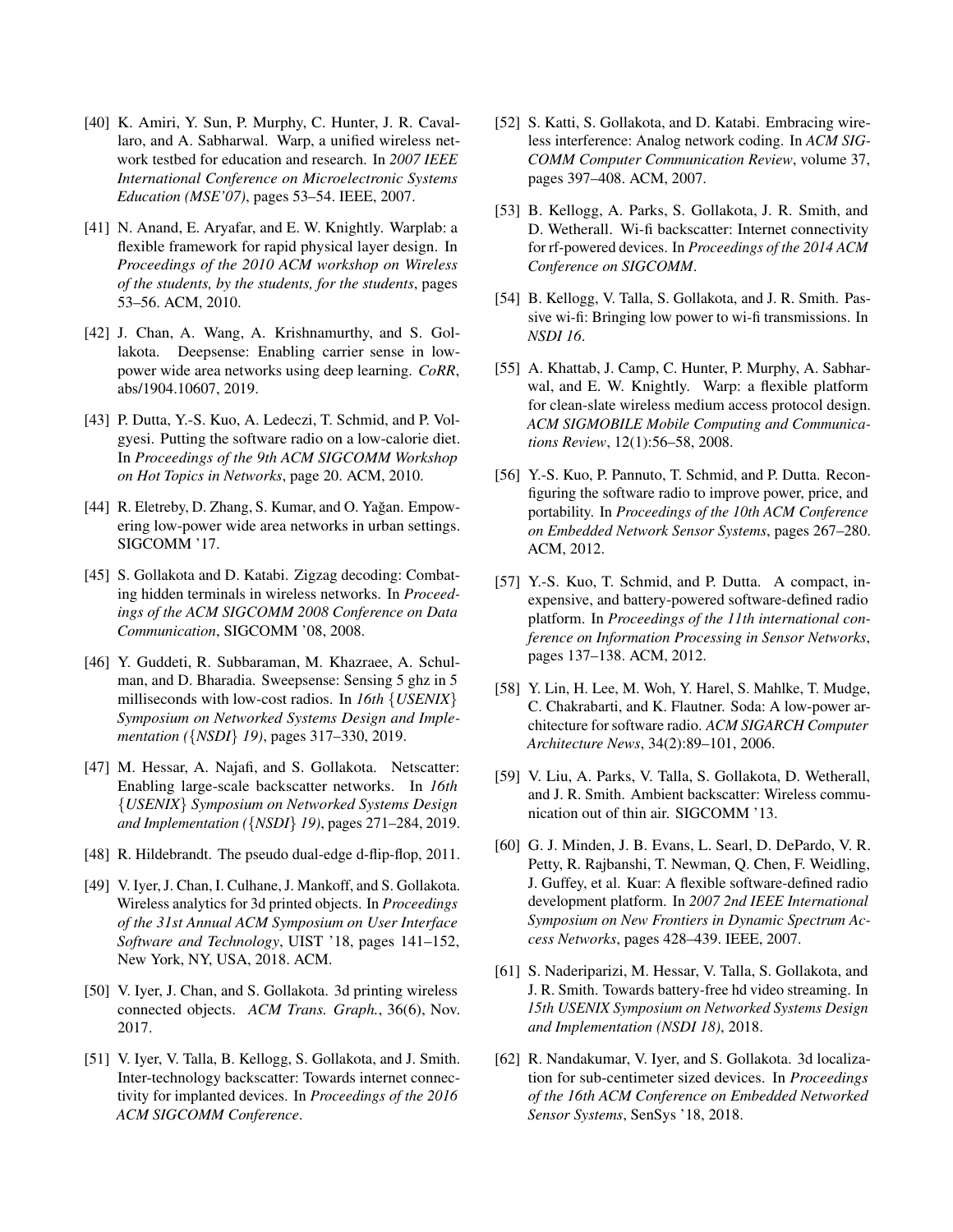[40] K. Amiri, Y. Sun, P. Murphy, C. Hunter, J. R. Cavallaro, and A. Sabharwal. Warp, a unified wireless network testbed for education and research. In *2007 IEEE International Conference on Microelectronic Systems Education (MSE'07)*, pages 53–54. IEEE, 2007.

[41] N. Anand, E. Aryafar, and E. W. Knightly. Warplab: a flexible framework for rapid physical layer design. In *Proceedings of the 2010 ACM workshop on Wireless of the students, by the students, for the students*, pages 53–56. ACM, 2010.

[42] J. Chan, A. Wang, A. Krishnamurthy, and S. Gollakota. Deepsense: Enabling carrier sense in low-power wide area networks using deep learning. *CoRR*, abs/1904.10607, 2019.

[43] P. Dutta, Y.-S. Kuo, A. Ledeczi, T. Schmid, and P. Volgyesi. Putting the software radio on a low-calorie diet. In *Proceedings of the 9th ACM SIGCOMM Workshop on Hot Topics in Networks*, page 20. ACM, 2010.

[44] R. Eletreby, D. Zhang, S. Kumar, and O. Yağan. Empowering low-power wide area networks in urban settings. SIGCOMM '17.

[45] S. Gollakota and D. Katabi. Zigzag decoding: Combating hidden terminals in wireless networks. In *Proceedings of the ACM SIGCOMM 2008 Conference on Data Communication*, SIGCOMM '08, 2008.

[46] Y. Guddeti, R. Subbaraman, M. Khazraee, A. Schulman, and D. Bharadia. Sweepsense: Sensing 5 ghz in 5 milliseconds with low-cost radios. In *16th {USENIX} Symposium on Networked Systems Design and Implementation ({NSDI} 19)*, pages 317–330, 2019.

[47] M. Hessar, A. Najafi, and S. Gollakota. Netscatter: Enabling large-scale backscatter networks. In *16th {USENIX} Symposium on Networked Systems Design and Implementation ({NSDI} 19)*, pages 271–284, 2019.

[48] R. Hildebrandt. The pseudo dual-edge d-flip-flop, 2011.

[49] V. Iyer, J. Chan, I. Culhane, J. Mankoff, and S. Gollakota. Wireless analytics for 3d printed objects. In *Proceedings of the 31st Annual ACM Symposium on User Interface Software and Technology*, UIST '18, pages 141–152, New York, NY, USA, 2018. ACM.

[50] V. Iyer, J. Chan, and S. Gollakota. 3d printing wireless connected objects. *ACM Trans. Graph.*, 36(6), Nov. 2017.

[51] V. Iyer, V. Talla, B. Kellogg, S. Gollakota, and J. Smith. Inter-technology backscatter: Towards internet connectivity for implanted devices. In *Proceedings of the 2016 ACM SIGCOMM Conference*.

[52] S. Katti, S. Gollakota, and D. Katabi. Embracing wireless interference: Analog network coding. In *ACM SIGCOMM Computer Communication Review*, volume 37, pages 397–408. ACM, 2007.

[53] B. Kellogg, A. Parks, S. Gollakota, J. R. Smith, and D. Wetherall. Wi-fi backscatter: Internet connectivity for rf-powered devices. In *Proceedings of the 2014 ACM Conference on SIGCOMM*.

[54] B. Kellogg, V. Talla, S. Gollakota, and J. R. Smith. Passive wi-fi: Bringing low power to wi-fi transmissions. In *NSDI 16*.

[55] A. Khattab, J. Camp, C. Hunter, P. Murphy, A. Sabharwal, and E. W. Knightly. Warp: a flexible platform for clean-slate wireless medium access protocol design. *ACM SIGMOBILE Mobile Computing and Communications Review*, 12(1):56–58, 2008.

[56] Y.-S. Kuo, P. Pannuto, T. Schmid, and P. Dutta. Reconfiguring the software radio to improve power, price, and portability. In *Proceedings of the 10th ACM Conference on Embedded Network Sensor Systems*, pages 267–280. ACM, 2012.

[57] Y.-S. Kuo, T. Schmid, and P. Dutta. A compact, inexpensive, and battery-powered software-defined radio platform. In *Proceedings of the 11th international conference on Information Processing in Sensor Networks*, pages 137–138. ACM, 2012.

[58] Y. Lin, H. Lee, M. Woh, Y. Harel, S. Mahlke, T. Mudge, C. Chakrabarti, and K. Flautner. Soda: A low-power architecture for software radio. *ACM SIGARCH Computer Architecture News*, 34(2):89–101, 2006.

[59] V. Liu, A. Parks, V. Talla, S. Gollakota, D. Wetherall, and J. R. Smith. Ambient backscatter: Wireless communication out of thin air. SIGCOMM '13.

[60] G. J. Minden, J. B. Evans, L. Searl, D. DePardo, V. R. Petty, R. Rajbanshi, T. Newman, Q. Chen, F. Weidling, J. Guffey, et al. Kuar: A flexible software-defined radio development platform. In *2007 2nd IEEE International Symposium on New Frontiers in Dynamic Spectrum Access Networks*, pages 428–439. IEEE, 2007.

[61] S. Naderiparizi, M. Hessar, V. Talla, S. Gollakota, and J. R. Smith. Towards battery-free hd video streaming. In *15th USENIX Symposium on Networked Systems Design and Implementation (NSDI 18)*, 2018.

[62] R. Nandakumar, V. Iyer, and S. Gollakota. 3d localization for sub-centimeter sized devices. In *Proceedings of the 16th ACM Conference on Embedded Networked Sensor Systems*, SenSys '18, 2018.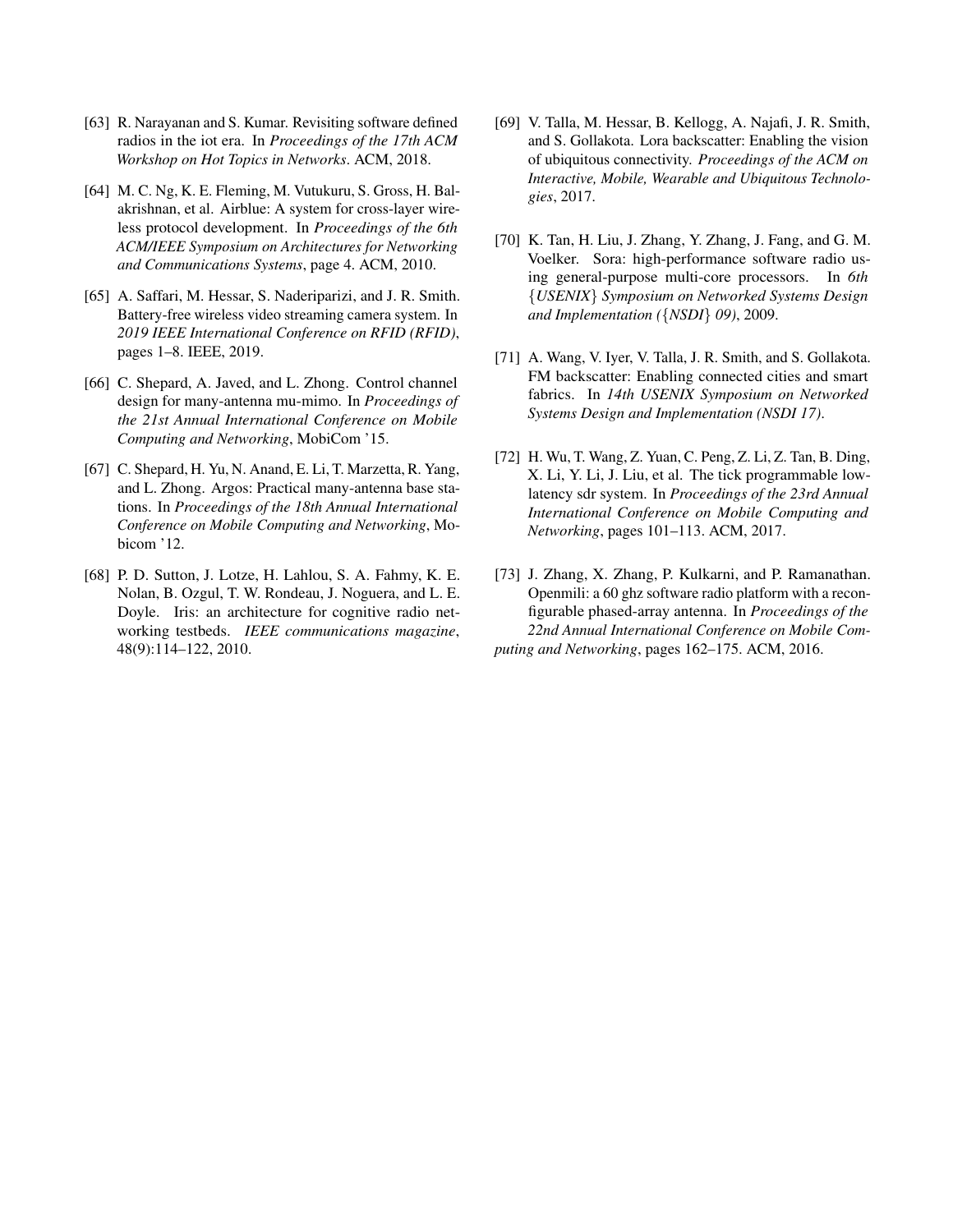[63] R. Narayanan and S. Kumar. Revisiting software defined radios in the iot era. In *Proceedings of the 17th ACM Workshop on Hot Topics in Networks*. ACM, 2018.

[64] M. C. Ng, K. E. Fleming, M. Vutukuru, S. Gross, H. Balakrishnan, et al. Airblue: A system for cross-layer wireless protocol development. In *Proceedings of the 6th ACM/IEEE Symposium on Architectures for Networking and Communications Systems*, page 4. ACM, 2010.

[65] A. Saffari, M. Hessar, S. Naderiparizi, and J. R. Smith. Battery-free wireless video streaming camera system. In *2019 IEEE International Conference on RFID (RFID)*, pages 1–8. IEEE, 2019.

[66] C. Shepard, A. Javed, and L. Zhong. Control channel design for many-antenna mu-mimo. In *Proceedings of the 21st Annual International Conference on Mobile Computing and Networking*, MobiCom '15.

[67] C. Shepard, H. Yu, N. Anand, E. Li, T. Marzetta, R. Yang, and L. Zhong. Argos: Practical many-antenna base stations. In *Proceedings of the 18th Annual International Conference on Mobile Computing and Networking*, Mobicom '12.

[68] P. D. Sutton, J. Lotze, H. Lahlou, S. A. Fahmy, K. E. Nolan, B. Ozgul, T. W. Rondeau, J. Noguera, and L. E. Doyle. Iris: an architecture for cognitive radio networking testbeds. *IEEE communications magazine*, 48(9):114–122, 2010.

[69] V. Talla, M. Hessar, B. Kellogg, A. Najafi, J. R. Smith, and S. Gollakota. Lora backscatter: Enabling the vision of ubiquitous connectivity. *Proceedings of the ACM on Interactive, Mobile, Wearable and Ubiquitous Technologies*, 2017.

[70] K. Tan, H. Liu, J. Zhang, Y. Zhang, J. Fang, and G. M. Voelker. Sora: high-performance software radio using general-purpose multi-core processors. In *6th {USENIX} Symposium on Networked Systems Design and Implementation ({NSDI} 09)*, 2009.

[71] A. Wang, V. Iyer, V. Talla, J. R. Smith, and S. Gollakota. FM backscatter: Enabling connected cities and smart fabrics. In *14th USENIX Symposium on Networked Systems Design and Implementation (NSDI 17)*.

[72] H. Wu, T. Wang, Z. Yuan, C. Peng, Z. Li, Z. Tan, B. Ding, X. Li, Y. Li, J. Liu, et al. The tick programmable low-latency sdr system. In *Proceedings of the 23rd Annual International Conference on Mobile Computing and Networking*, pages 101–113. ACM, 2017.

[73] J. Zhang, X. Zhang, P. Kulkarni, and P. Ramanathan. Openmili: a 60 ghz software radio platform with a reconfigurable phased-array antenna. In *Proceedings of the 22nd Annual International Conference on Mobile Computing and Networking*, pages 162–175. ACM, 2016.